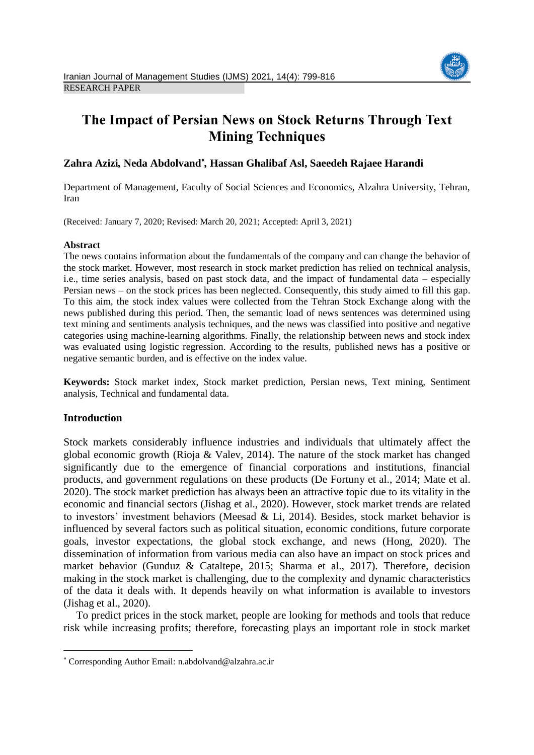RESEARCH PAPER

# The Impact of Persian News on Stock Returns Through Text Mining Techniques

**Zahra Azizi, Neda Abdolvand[*], Hassan Ghalibaf Asl, Saeedeh Rajaee Harandi**

Department of Management, Faculty of Social Sciences and Economics, Alzahra University, Tehran, Iran

(Received: January 7, 2020; Revised: March 20, 2021; Accepted: April 3, 2021)

## Abstract

The news contains information about the fundamentals of the company and can change the behavior of the stock market. However, most research in stock market prediction has relied on technical analysis, i.e., time series analysis, based on past stock data, and the impact of fundamental data – especially Persian news – on the stock prices has been neglected. Consequently, this study aimed to fill this gap. To this aim, the stock index values were collected from the Tehran Stock Exchange along with the news published during this period. Then, the semantic load of news sentences was determined using text mining and sentiments analysis techniques, and the news was classified into positive and negative categories using machine-learning algorithms. Finally, the relationship between news and stock index was evaluated using logistic regression. According to the results, published news has a positive or negative semantic burden, and is effective on the index value.

**Keywords:** Stock market index, Stock market prediction, Persian news, Text mining, Sentiment analysis, Technical and fundamental data.

## Introduction

Stock markets considerably influence industries and individuals that ultimately affect the global economic growth (Rioja & Valev, 2014). The nature of the stock market has changed significantly due to the emergence of financial corporations and institutions, financial products, and government regulations on these products (De Fortuny et al., 2014; Mate et al. 2020). The stock market prediction has always been an attractive topic due to its vitality in the economic and financial sectors (Jishag et al., 2020). However, stock market trends are related to investors' investment behaviors (Meesad & Li, 2014). Besides, stock market behavior is influenced by several factors such as political situation, economic conditions, future corporate goals, investor expectations, the global stock exchange, and news (Hong, 2020). The dissemination of information from various media can also have an impact on stock prices and market behavior (Gunduz & Cataltepe, 2015; Sharma et al., 2017). Therefore, decision making in the stock market is challenging, due to the complexity and dynamic characteristics of the data it deals with. It depends heavily on what information is available to investors (Jishag et al., 2020).

To predict prices in the stock market, people are looking for methods and tools that reduce risk while increasing profits; therefore, forecasting plays an important role in stock market

[*] Corresponding Author Email: n.abdolvand@alzahra.ac.ir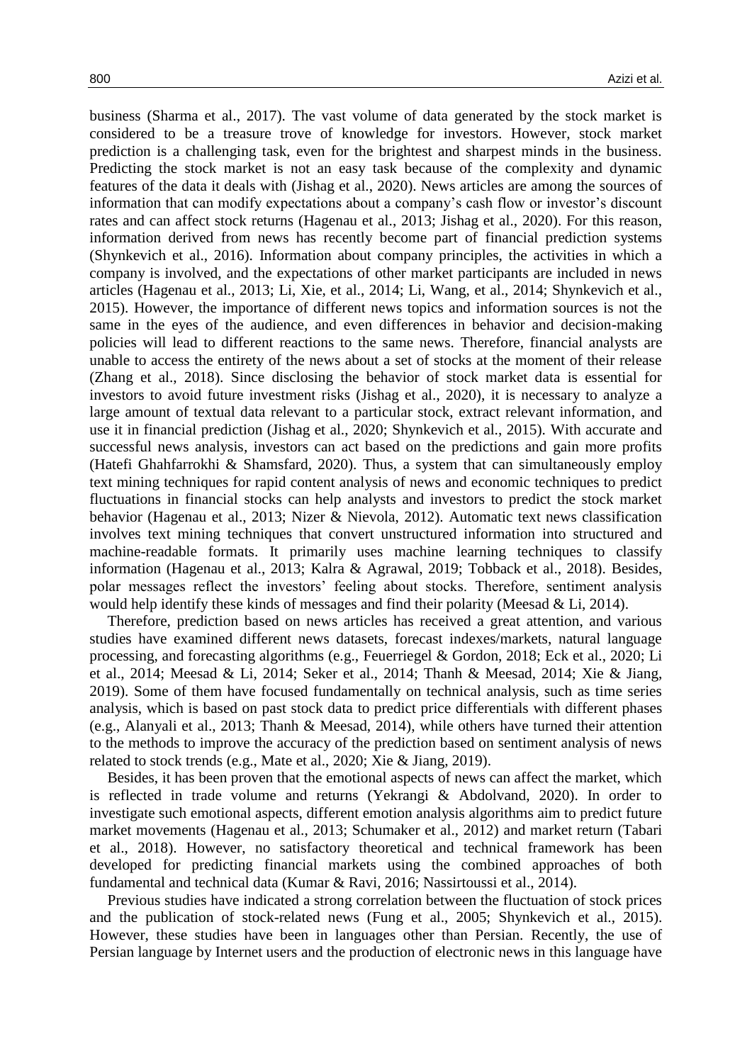business (Sharma et al., 2017). The vast volume of data generated by the stock market is considered to be a treasure trove of knowledge for investors. However, stock market prediction is a challenging task, even for the brightest and sharpest minds in the business. Predicting the stock market is not an easy task because of the complexity and dynamic features of the data it deals with (Jishag et al., 2020). News articles are among the sources of information that can modify expectations about a company's cash flow or investor's discount rates and can affect stock returns (Hagenau et al., 2013; Jishag et al., 2020). For this reason, information derived from news has recently become part of financial prediction systems (Shynkevich et al., 2016). Information about company principles, the activities in which a company is involved, and the expectations of other market participants are included in news articles (Hagenau et al., 2013; Li, Xie, et al., 2014; Li, Wang, et al., 2014; Shynkevich et al., 2015). However, the importance of different news topics and information sources is not the same in the eyes of the audience, and even differences in behavior and decision-making policies will lead to different reactions to the same news. Therefore, financial analysts are unable to access the entirety of the news about a set of stocks at the moment of their release (Zhang et al., 2018). Since disclosing the behavior of stock market data is essential for investors to avoid future investment risks (Jishag et al., 2020), it is necessary to analyze a large amount of textual data relevant to a particular stock, extract relevant information, and use it in financial prediction (Jishag et al., 2020; Shynkevich et al., 2015). With accurate and successful news analysis, investors can act based on the predictions and gain more profits (Hatefi Ghahfarrokhi & Shamsfard, 2020). Thus, a system that can simultaneously employ text mining techniques for rapid content analysis of news and economic techniques to predict fluctuations in financial stocks can help analysts and investors to predict the stock market behavior (Hagenau et al., 2013; Nizer & Nievola, 2012). Automatic text news classification involves text mining techniques that convert unstructured information into structured and machine-readable formats. It primarily uses machine learning techniques to classify information (Hagenau et al., 2013; Kalra & Agrawal, 2019; Tobback et al., 2018). Besides, polar messages reflect the investors' feeling about stocks. Therefore, sentiment analysis would help identify these kinds of messages and find their polarity (Meesad & Li, 2014).

Therefore, prediction based on news articles has received a great attention, and various studies have examined different news datasets, forecast indexes/markets, natural language processing, and forecasting algorithms (e.g., Feuerriegel & Gordon, 2018; Eck et al., 2020; Li et al., 2014; Meesad & Li, 2014; Seker et al., 2014; Thanh & Meesad, 2014; Xie & Jiang, 2019). Some of them have focused fundamentally on technical analysis, such as time series analysis, which is based on past stock data to predict price differentials with different phases (e.g., Alanyali et al., 2013; Thanh & Meesad, 2014), while others have turned their attention to the methods to improve the accuracy of the prediction based on sentiment analysis of news related to stock trends (e.g., Mate et al., 2020; Xie & Jiang, 2019).

Besides, it has been proven that the emotional aspects of news can affect the market, which is reflected in trade volume and returns (Yekrangi & Abdolvand, 2020). In order to investigate such emotional aspects, different emotion analysis algorithms aim to predict future market movements (Hagenau et al., 2013; Schumaker et al., 2012) and market return (Tabari et al., 2018). However, no satisfactory theoretical and technical framework has been developed for predicting financial markets using the combined approaches of both fundamental and technical data (Kumar & Ravi, 2016; Nassirtoussi et al., 2014).

Previous studies have indicated a strong correlation between the fluctuation of stock prices and the publication of stock-related news (Fung et al., 2005; Shynkevich et al., 2015). However, these studies have been in languages other than Persian. Recently, the use of Persian language by Internet users and the production of electronic news in this language have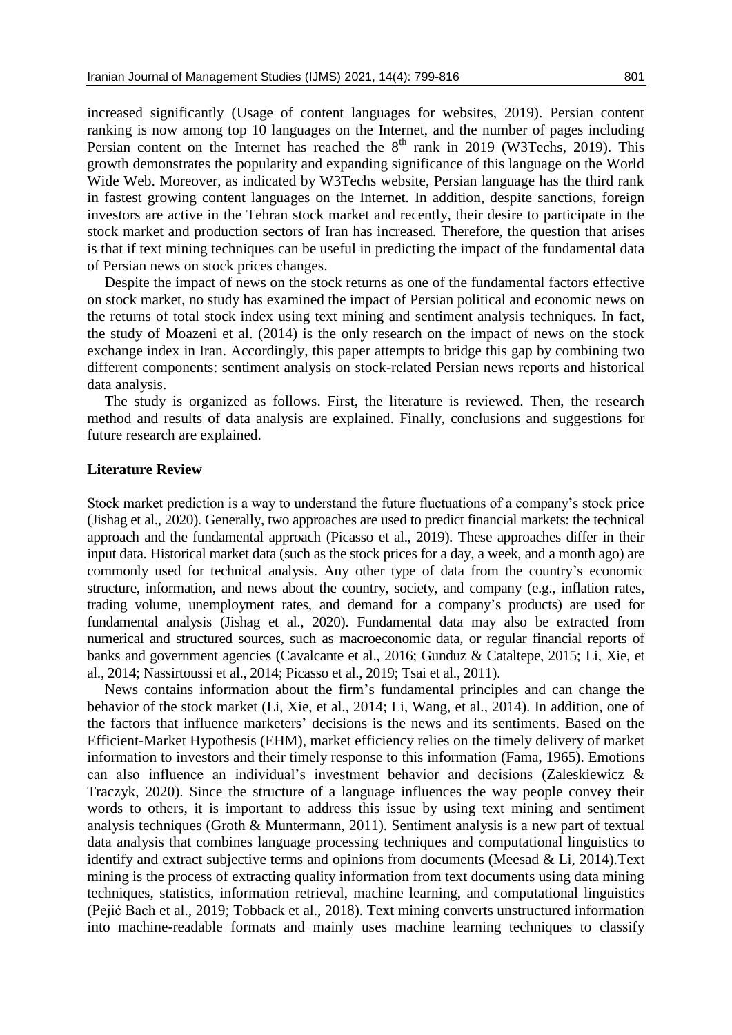increased significantly (Usage of content languages for websites, 2019). Persian content ranking is now among top 10 languages on the Internet, and the number of pages including Persian content on the Internet has reached the 8th rank in 2019 (W3Techs, 2019). This growth demonstrates the popularity and expanding significance of this language on the World Wide Web. Moreover, as indicated by W3Techs website, Persian language has the third rank in fastest growing content languages on the Internet. In addition, despite sanctions, foreign investors are active in the Tehran stock market and recently, their desire to participate in the stock market and production sectors of Iran has increased. Therefore, the question that arises is that if text mining techniques can be useful in predicting the impact of the fundamental data of Persian news on stock prices changes.

Despite the impact of news on the stock returns as one of the fundamental factors effective on stock market, no study has examined the impact of Persian political and economic news on the returns of total stock index using text mining and sentiment analysis techniques. In fact, the study of Moazeni et al. (2014) is the only research on the impact of news on the stock exchange index in Iran. Accordingly, this paper attempts to bridge this gap by combining two different components: sentiment analysis on stock-related Persian news reports and historical data analysis.

The study is organized as follows. First, the literature is reviewed. Then, the research method and results of data analysis are explained. Finally, conclusions and suggestions for future research are explained.

## Literature Review

Stock market prediction is a way to understand the future fluctuations of a company's stock price (Jishag et al., 2020). Generally, two approaches are used to predict financial markets: the technical approach and the fundamental approach (Picasso et al., 2019). These approaches differ in their input data. Historical market data (such as the stock prices for a day, a week, and a month ago) are commonly used for technical analysis. Any other type of data from the country's economic structure, information, and news about the country, society, and company (e.g., inflation rates, trading volume, unemployment rates, and demand for a company's products) are used for fundamental analysis (Jishag et al., 2020). Fundamental data may also be extracted from numerical and structured sources, such as macroeconomic data, or regular financial reports of banks and government agencies (Cavalcante et al., 2016; Gunduz & Cataltepe, 2015; Li, Xie, et al., 2014; Nassirtoussi et al., 2014; Picasso et al., 2019; Tsai et al., 2011).

News contains information about the firm's fundamental principles and can change the behavior of the stock market (Li, Xie, et al., 2014; Li, Wang, et al., 2014). In addition, one of the factors that influence marketers' decisions is the news and its sentiments. Based on the Efficient-Market Hypothesis (EHM), market efficiency relies on the timely delivery of market information to investors and their timely response to this information (Fama, 1965). Emotions can also influence an individual's investment behavior and decisions (Zaleskiewicz & Traczyk, 2020). Since the structure of a language influences the way people convey their words to others, it is important to address this issue by using text mining and sentiment analysis techniques (Groth & Muntermann, 2011). Sentiment analysis is a new part of textual data analysis that combines language processing techniques and computational linguistics to identify and extract subjective terms and opinions from documents (Meesad & Li, 2014).Text mining is the process of extracting quality information from text documents using data mining techniques, statistics, information retrieval, machine learning, and computational linguistics (Pejić Bach et al., 2019; Tobback et al., 2018). Text mining converts unstructured information into machine-readable formats and mainly uses machine learning techniques to classify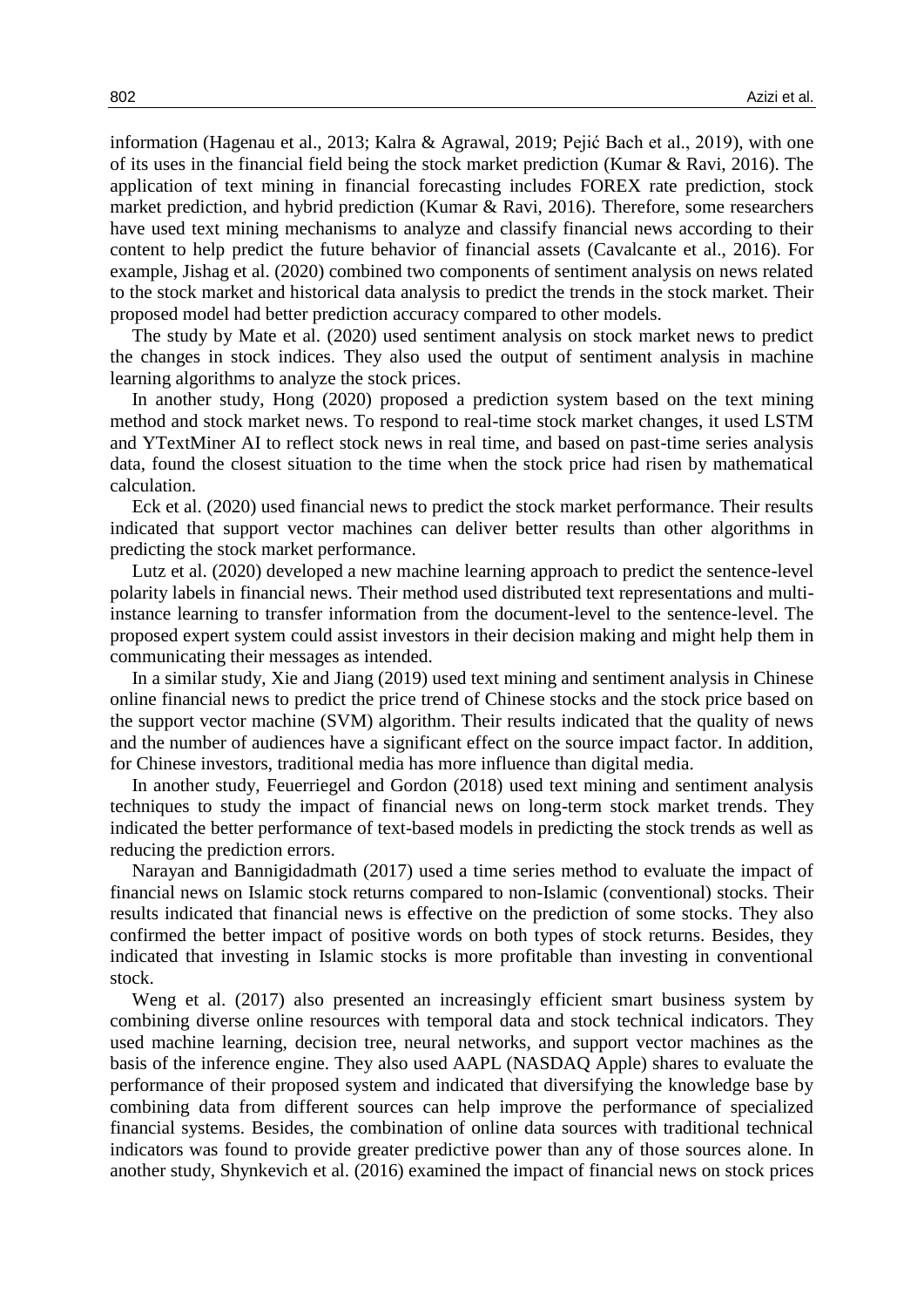information (Hagenau et al., 2013; Kalra & Agrawal, 2019; Pejić Bach et al., 2019), with one of its uses in the financial field being the stock market prediction (Kumar & Ravi, 2016). The application of text mining in financial forecasting includes FOREX rate prediction, stock market prediction, and hybrid prediction (Kumar & Ravi, 2016). Therefore, some researchers have used text mining mechanisms to analyze and classify financial news according to their content to help predict the future behavior of financial assets (Cavalcante et al., 2016). For example, Jishag et al. (2020) combined two components of sentiment analysis on news related to the stock market and historical data analysis to predict the trends in the stock market. Their proposed model had better prediction accuracy compared to other models.

The study by Mate et al. (2020) used sentiment analysis on stock market news to predict the changes in stock indices. They also used the output of sentiment analysis in machine learning algorithms to analyze the stock prices.

In another study, Hong (2020) proposed a prediction system based on the text mining method and stock market news. To respond to real-time stock market changes, it used LSTM and YTextMiner AI to reflect stock news in real time, and based on past-time series analysis data, found the closest situation to the time when the stock price had risen by mathematical calculation.

Eck et al. (2020) used financial news to predict the stock market performance. Their results indicated that support vector machines can deliver better results than other algorithms in predicting the stock market performance.

Lutz et al. (2020) developed a new machine learning approach to predict the sentence-level polarity labels in financial news. Their method used distributed text representations and multi-instance learning to transfer information from the document-level to the sentence-level. The proposed expert system could assist investors in their decision making and might help them in communicating their messages as intended.

In a similar study, Xie and Jiang (2019) used text mining and sentiment analysis in Chinese online financial news to predict the price trend of Chinese stocks and the stock price based on the support vector machine (SVM) algorithm. Their results indicated that the quality of news and the number of audiences have a significant effect on the source impact factor. In addition, for Chinese investors, traditional media has more influence than digital media.

In another study, Feuerriegel and Gordon (2018) used text mining and sentiment analysis techniques to study the impact of financial news on long-term stock market trends. They indicated the better performance of text-based models in predicting the stock trends as well as reducing the prediction errors.

Narayan and Bannigidadmath (2017) used a time series method to evaluate the impact of financial news on Islamic stock returns compared to non-Islamic (conventional) stocks. Their results indicated that financial news is effective on the prediction of some stocks. They also confirmed the better impact of positive words on both types of stock returns. Besides, they indicated that investing in Islamic stocks is more profitable than investing in conventional stock.

Weng et al. (2017) also presented an increasingly efficient smart business system by combining diverse online resources with temporal data and stock technical indicators. They used machine learning, decision tree, neural networks, and support vector machines as the basis of the inference engine. They also used AAPL (NASDAQ Apple) shares to evaluate the performance of their proposed system and indicated that diversifying the knowledge base by combining data from different sources can help improve the performance of specialized financial systems. Besides, the combination of online data sources with traditional technical indicators was found to provide greater predictive power than any of those sources alone. In another study, Shynkevich et al. (2016) examined the impact of financial news on stock prices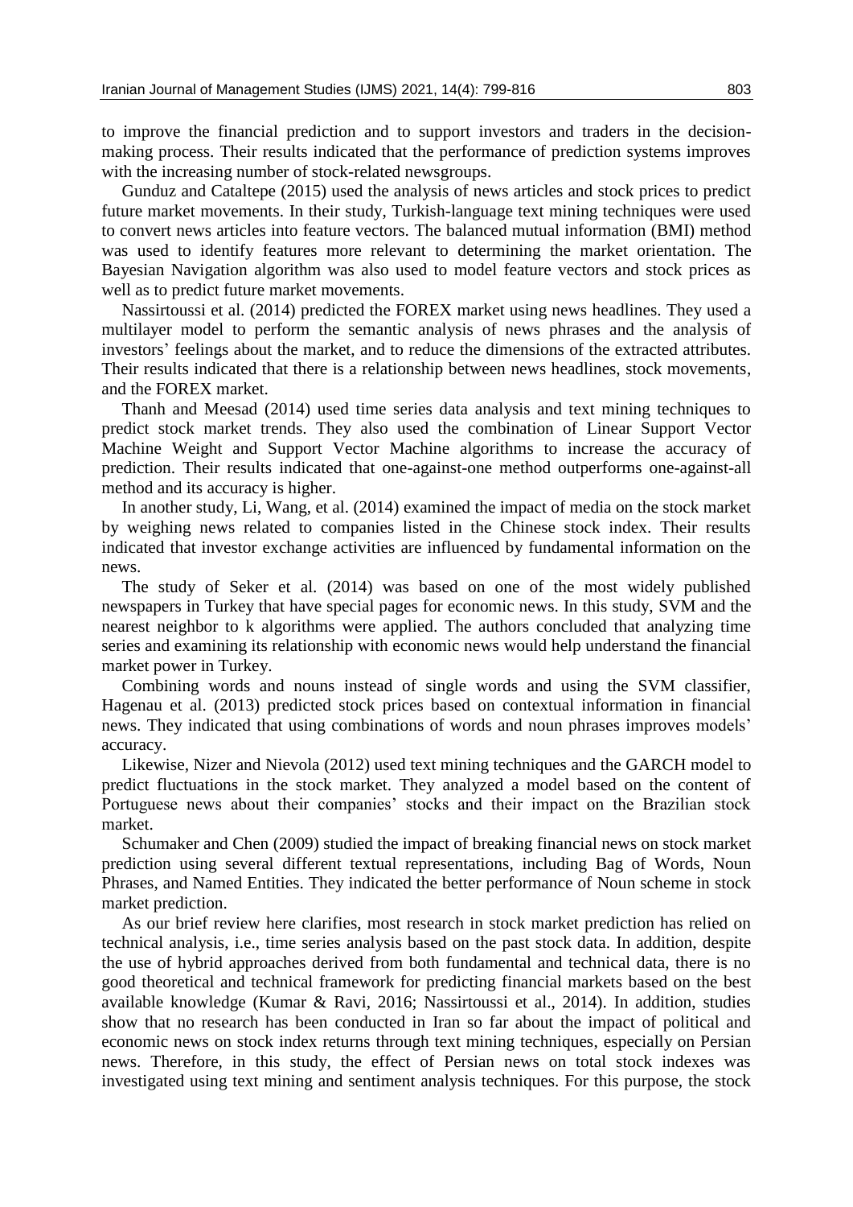to improve the financial prediction and to support investors and traders in the decision-making process. Their results indicated that the performance of prediction systems improves with the increasing number of stock-related newsgroups.

Gunduz and Cataltepe (2015) used the analysis of news articles and stock prices to predict future market movements. In their study, Turkish-language text mining techniques were used to convert news articles into feature vectors. The balanced mutual information (BMI) method was used to identify features more relevant to determining the market orientation. The Bayesian Navigation algorithm was also used to model feature vectors and stock prices as well as to predict future market movements.

Nassirtoussi et al. (2014) predicted the FOREX market using news headlines. They used a multilayer model to perform the semantic analysis of news phrases and the analysis of investors' feelings about the market, and to reduce the dimensions of the extracted attributes. Their results indicated that there is a relationship between news headlines, stock movements, and the FOREX market.

Thanh and Meesad (2014) used time series data analysis and text mining techniques to predict stock market trends. They also used the combination of Linear Support Vector Machine Weight and Support Vector Machine algorithms to increase the accuracy of prediction. Their results indicated that one-against-one method outperforms one-against-all method and its accuracy is higher.

In another study, Li, Wang, et al. (2014) examined the impact of media on the stock market by weighing news related to companies listed in the Chinese stock index. Their results indicated that investor exchange activities are influenced by fundamental information on the news.

The study of Seker et al. (2014) was based on one of the most widely published newspapers in Turkey that have special pages for economic news. In this study, SVM and the nearest neighbor to k algorithms were applied. The authors concluded that analyzing time series and examining its relationship with economic news would help understand the financial market power in Turkey.

Combining words and nouns instead of single words and using the SVM classifier, Hagenau et al. (2013) predicted stock prices based on contextual information in financial news. They indicated that using combinations of words and noun phrases improves models' accuracy.

Likewise, Nizer and Nievola (2012) used text mining techniques and the GARCH model to predict fluctuations in the stock market. They analyzed a model based on the content of Portuguese news about their companies' stocks and their impact on the Brazilian stock market.

Schumaker and Chen (2009) studied the impact of breaking financial news on stock market prediction using several different textual representations, including Bag of Words, Noun Phrases, and Named Entities. They indicated the better performance of Noun scheme in stock market prediction.

As our brief review here clarifies, most research in stock market prediction has relied on technical analysis, i.e., time series analysis based on the past stock data. In addition, despite the use of hybrid approaches derived from both fundamental and technical data, there is no good theoretical and technical framework for predicting financial markets based on the best available knowledge (Kumar & Ravi, 2016; Nassirtoussi et al., 2014). In addition, studies show that no research has been conducted in Iran so far about the impact of political and economic news on stock index returns through text mining techniques, especially on Persian news. Therefore, in this study, the effect of Persian news on total stock indexes was investigated using text mining and sentiment analysis techniques. For this purpose, the stock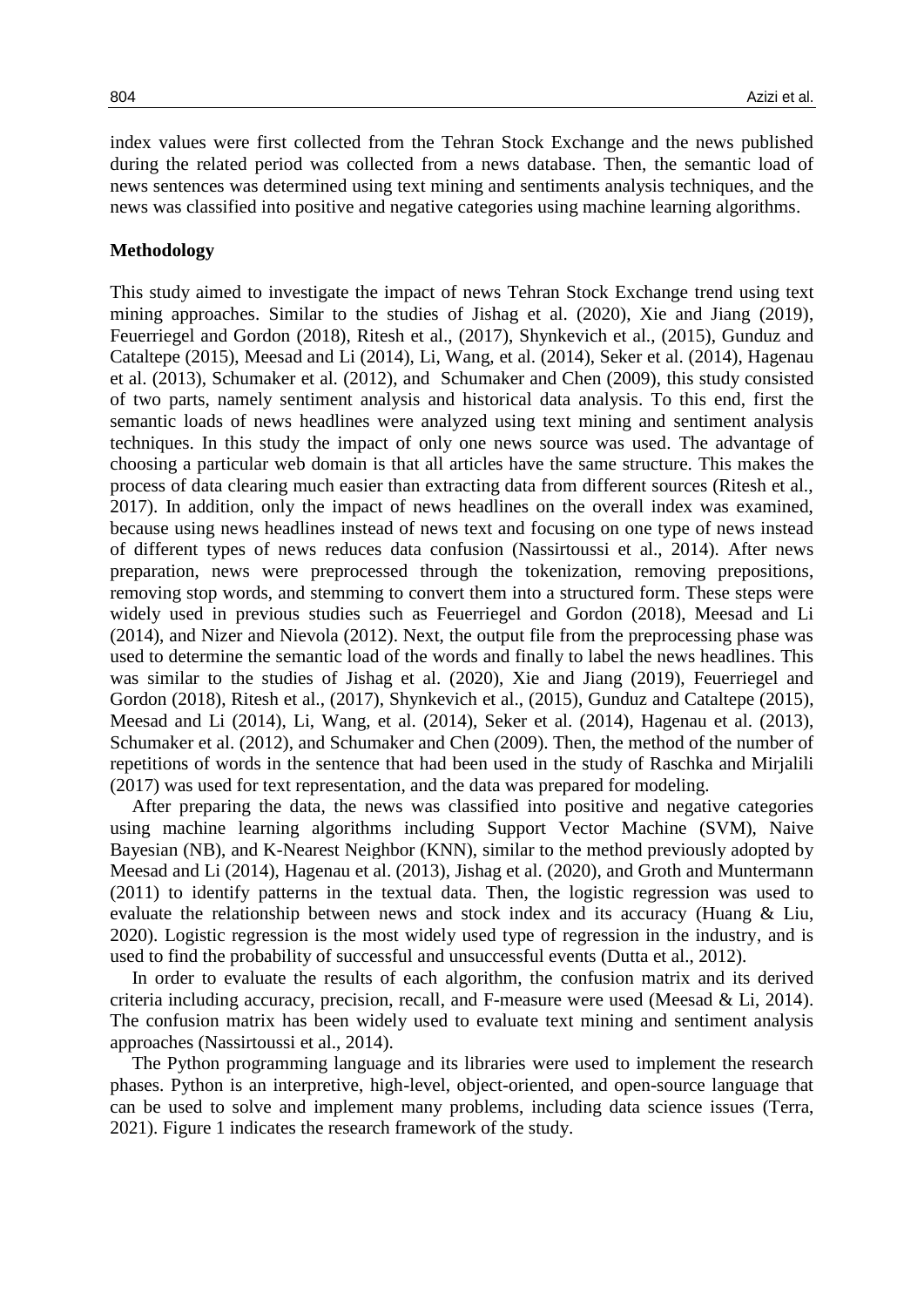index values were first collected from the Tehran Stock Exchange and the news published during the related period was collected from a news database. Then, the semantic load of news sentences was determined using text mining and sentiments analysis techniques, and the news was classified into positive and negative categories using machine learning algorithms.

## Methodology

This study aimed to investigate the impact of news Tehran Stock Exchange trend using text mining approaches. Similar to the studies of Jishag et al. (2020), Xie and Jiang (2019), Feuerriegel and Gordon (2018), Ritesh et al., (2017), Shynkevich et al., (2015), Gunduz and Cataltepe (2015), Meesad and Li (2014), Li, Wang, et al. (2014), Seker et al. (2014), Hagenau et al. (2013), Schumaker et al. (2012), and Schumaker and Chen (2009), this study consisted of two parts, namely sentiment analysis and historical data analysis. To this end, first the semantic loads of news headlines were analyzed using text mining and sentiment analysis techniques. In this study the impact of only one news source was used. The advantage of choosing a particular web domain is that all articles have the same structure. This makes the process of data clearing much easier than extracting data from different sources (Ritesh et al., 2017). In addition, only the impact of news headlines on the overall index was examined, because using news headlines instead of news text and focusing on one type of news instead of different types of news reduces data confusion (Nassirtoussi et al., 2014). After news preparation, news were preprocessed through the tokenization, removing prepositions, removing stop words, and stemming to convert them into a structured form. These steps were widely used in previous studies such as Feuerriegel and Gordon (2018), Meesad and Li (2014), and Nizer and Nievola (2012). Next, the output file from the preprocessing phase was used to determine the semantic load of the words and finally to label the news headlines. This was similar to the studies of Jishag et al. (2020), Xie and Jiang (2019), Feuerriegel and Gordon (2018), Ritesh et al., (2017), Shynkevich et al., (2015), Gunduz and Cataltepe (2015), Meesad and Li (2014), Li, Wang, et al. (2014), Seker et al. (2014), Hagenau et al. (2013), Schumaker et al. (2012), and Schumaker and Chen (2009). Then, the method of the number of repetitions of words in the sentence that had been used in the study of Raschka and Mirjalili (2017) was used for text representation, and the data was prepared for modeling.

After preparing the data, the news was classified into positive and negative categories using machine learning algorithms including Support Vector Machine (SVM), Naive Bayesian (NB), and K-Nearest Neighbor (KNN), similar to the method previously adopted by Meesad and Li (2014), Hagenau et al. (2013), Jishag et al. (2020), and Groth and Muntermann (2011) to identify patterns in the textual data. Then, the logistic regression was used to evaluate the relationship between news and stock index and its accuracy (Huang & Liu, 2020). Logistic regression is the most widely used type of regression in the industry, and is used to find the probability of successful and unsuccessful events (Dutta et al., 2012).

In order to evaluate the results of each algorithm, the confusion matrix and its derived criteria including accuracy, precision, recall, and F-measure were used (Meesad & Li, 2014). The confusion matrix has been widely used to evaluate text mining and sentiment analysis approaches (Nassirtoussi et al., 2014).

The Python programming language and its libraries were used to implement the research phases. Python is an interpretive, high-level, object-oriented, and open-source language that can be used to solve and implement many problems, including data science issues (Terra, 2021). Figure 1 indicates the research framework of the study.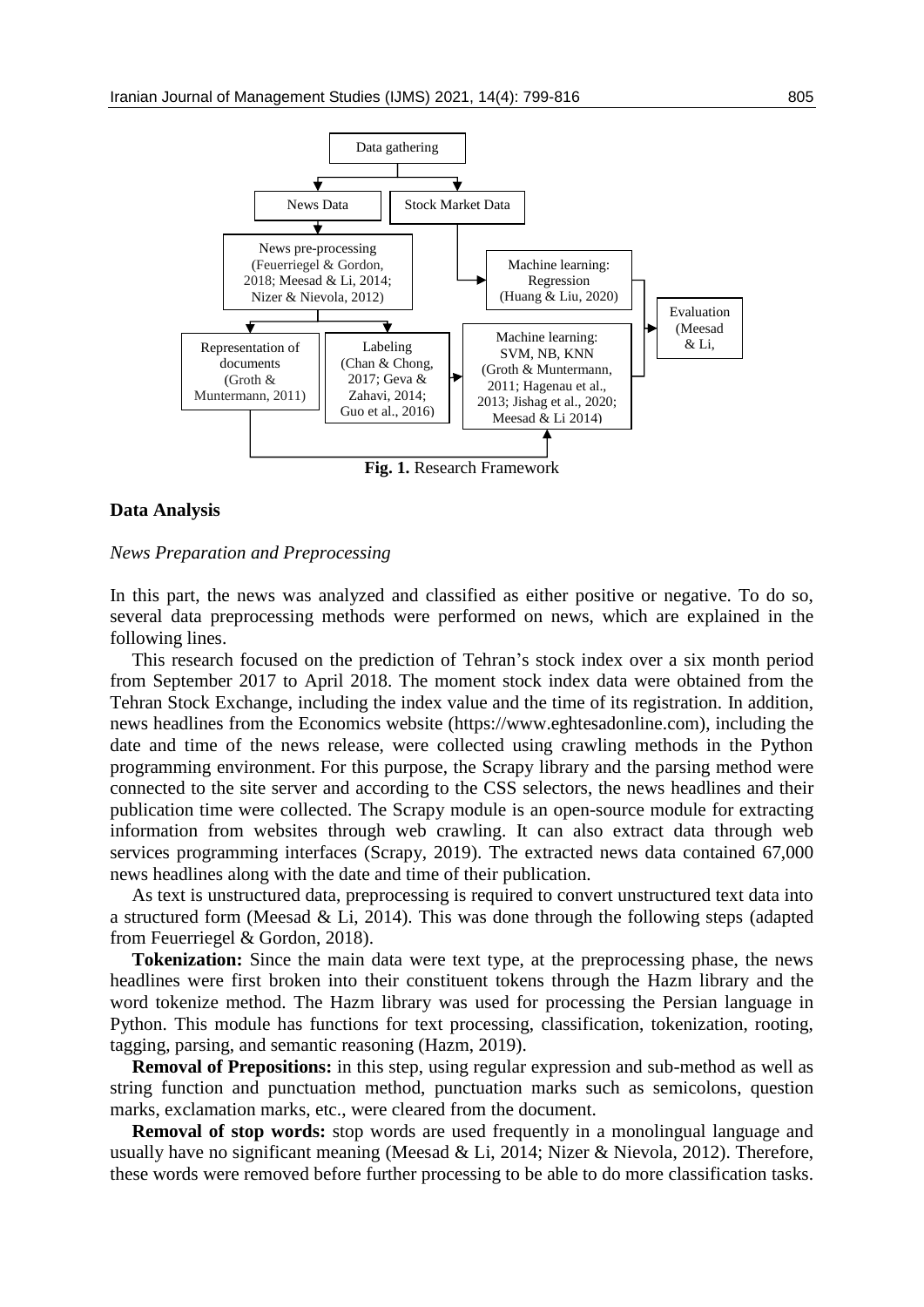Data gathering

News Data

Stock Market Data

News pre-processing (Feuerriegel & Gordon, 2018; Meesad & Li, 2014; Nizer & Nievola, 2012)

Machine learning: Regression (Huang & Liu, 2020)

Evaluation (Meesad & Li,

Representation of documents (Groth & Muntermann, 2011)

Labeling (Chan & Chong, 2017; Geva & Zahavi, 2014; Guo et al., 2016)

Machine learning: SVM, NB, KNN (Groth & Muntermann, 2011; Hagenau et al., 2013; Jishag et al., 2020; Meesad & Li 2014)

**Fig. 1.** Research Framework

### Data Analysis

*News Preparation and Preprocessing*

In this part, the news was analyzed and classified as either positive or negative. To do so, several data preprocessing methods were performed on news, which are explained in the following lines.

This research focused on the prediction of Tehran's stock index over a six month period from September 2017 to April 2018. The moment stock index data were obtained from the Tehran Stock Exchange, including the index value and the time of its registration. In addition, news headlines from the Economics website (https://www.eghtesadonline.com), including the date and time of the news release, were collected using crawling methods in the Python programming environment. For this purpose, the Scrapy library and the parsing method were connected to the site server and according to the CSS selectors, the news headlines and their publication time were collected. The Scrapy module is an open-source module for extracting information from websites through web crawling. It can also extract data through web services programming interfaces (Scrapy, 2019). The extracted news data contained 67,000 news headlines along with the date and time of their publication.

As text is unstructured data, preprocessing is required to convert unstructured text data into a structured form (Meesad & Li, 2014). This was done through the following steps (adapted from Feuerriegel & Gordon, 2018).

**Tokenization:** Since the main data were text type, at the preprocessing phase, the news headlines were first broken into their constituent tokens through the Hazm library and the word tokenize method. The Hazm library was used for processing the Persian language in Python. This module has functions for text processing, classification, tokenization, rooting, tagging, parsing, and semantic reasoning (Hazm, 2019).

**Removal of Prepositions:** in this step, using regular expression and sub-method as well as string function and punctuation method, punctuation marks such as semicolons, question marks, exclamation marks, etc., were cleared from the document.

**Removal of stop words:** stop words are used frequently in a monolingual language and usually have no significant meaning (Meesad & Li, 2014; Nizer & Nievola, 2012). Therefore, these words were removed before further processing to be able to do more classification tasks.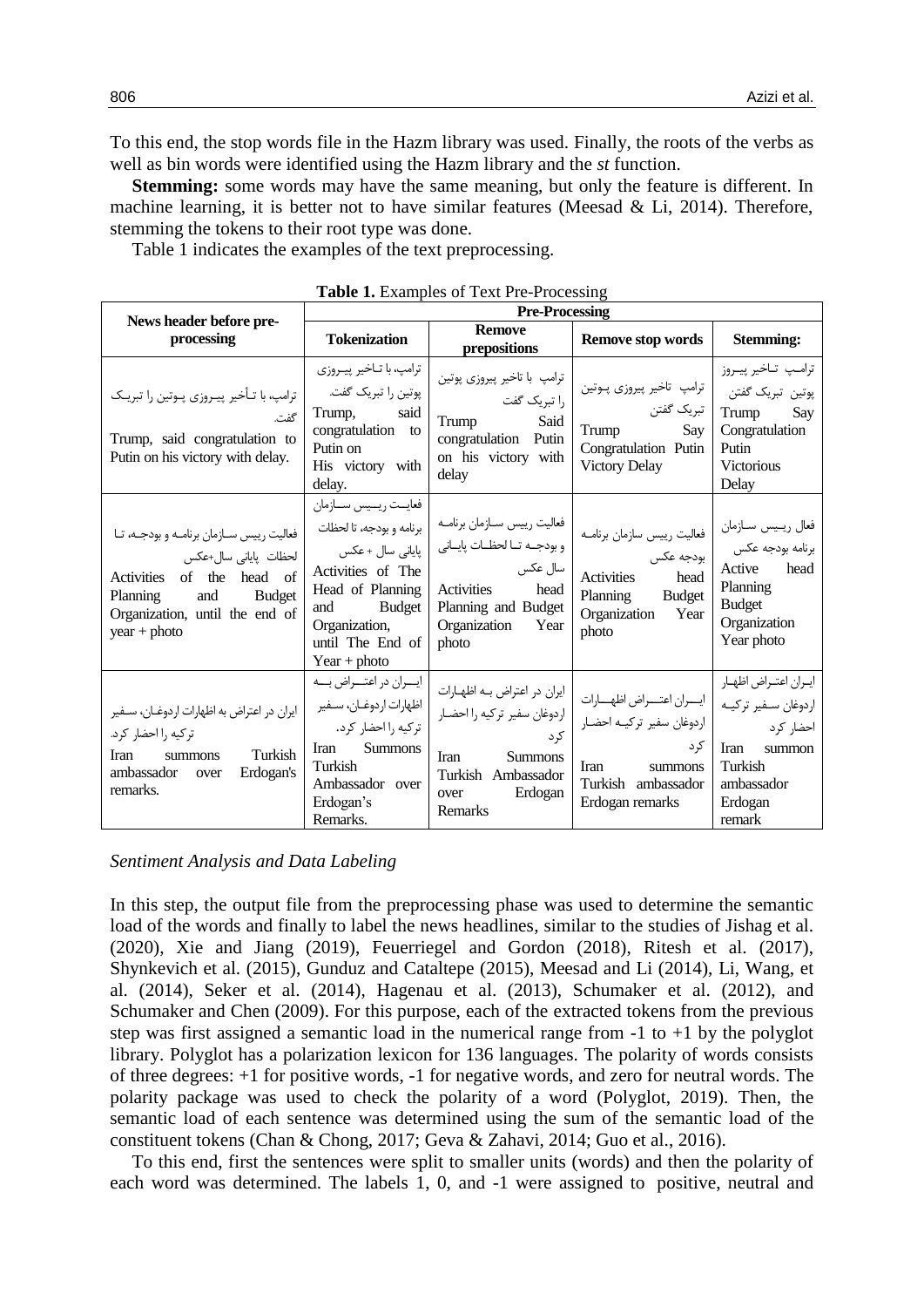To this end, the stop words file in the Hazm library was used. Finally, the roots of the verbs as well as bin words were identified using the Hazm library and the *st* function.

**Stemming:** some words may have the same meaning, but only the feature is different. In machine learning, it is better not to have similar features (Meesad & Li, 2014). Therefore, stemming the tokens to their root type was done.

Table 1 indicates the examples of the text preprocessing.

**Table 1.** Examples of Text Pre-Processing

| News header before pre-processing | Pre-Processing | | | |
|---|---|---|---|---|
| | **Tokenization** | **Remove prepositions** | **Remove stop words** | **Stemming:** |
| ترامپ، با تأخیر پیروزی پوتین را تبریک گفت. Trump, said congratulation to Putin on his victory with delay. | ترامپ، با تاخیر پیروزی پوتین را تبریک گفت. Trump, said congratulation to Putin on His victory with delay. | ترامپ با تاخیر پیروزی پوتین را تبریک گفت Trump Said congratulation Putin on his victory with delay | ترامپ تاخیر پیروزی پوتین تبریک گفتن Trump Say Congratulation Putin Victory Delay | ترامپ تاخیر پیروز پوتین تبریک گفتن Trump Say Congratulation Putin Victorious Delay |
| فعالیت رییس سازمان برنامه و بودجه، تا لحظات پایانی سال+عکس Activities of the head of Planning and Budget Organization, until the end of year + photo | فعالیت رییس سازمان برنامه و بودجه، تا لحظات پایانی سال + عکس Activities of The Head of Planning and Budget Organization, until The End of Year + photo | فعالیت رییس سازمان برنامه و بودجه تا لحظات پایانی سال عکس Activities head Planning and Budget Organization Year photo | فعالیت رییس سازمان برنامه بودجه عکس Activities head Planning Budget Organization Year photo | فعال رییس سازمان برنامه بودجه عکس Active head Planning Budget Organization Year photo |
| ایران در اعتراض به اظهارات اردوغان، سفیر ترکیه را احضار کرد. Iran summons Turkish ambassador over Erdogan's remarks. | ایران در اعتراض به اظهارات اردوغان، سفیر ترکیه را احضار کرد. Iran Summons Turkish Ambassador over Erdogan's Remarks. | ایران در اعتراض به اظهارات اردوغان سفیر ترکیه را احضار کرد Iran Summons Turkish Ambassador over Erdogan Remarks | ایران اعتراض اظهارات اردوغان سفیر ترکیه احضار کرد Iran summons Turkish ambassador Erdogan remarks | ایران اعتراض اظهار اردوغان سفیر ترکیه احضار کرد Iran summon Turkish ambassador Erdogan remark |

*Sentiment Analysis and Data Labeling*

In this step, the output file from the preprocessing phase was used to determine the semantic load of the words and finally to label the news headlines, similar to the studies of Jishag et al. (2020), Xie and Jiang (2019), Feuerriegel and Gordon (2018), Ritesh et al. (2017), Shynkevich et al. (2015), Gunduz and Cataltepe (2015), Meesad and Li (2014), Li, Wang, et al. (2014), Seker et al. (2014), Hagenau et al. (2013), Schumaker et al. (2012), and Schumaker and Chen (2009). For this purpose, each of the extracted tokens from the previous step was first assigned a semantic load in the numerical range from -1 to +1 by the polyglot library. Polyglot has a polarization lexicon for 136 languages. The polarity of words consists of three degrees: +1 for positive words, -1 for negative words, and zero for neutral words. The polarity package was used to check the polarity of a word (Polyglot, 2019). Then, the semantic load of each sentence was determined using the sum of the semantic load of the constituent tokens (Chan & Chong, 2017; Geva & Zahavi, 2014; Guo et al., 2016).

To this end, first the sentences were split to smaller units (words) and then the polarity of each word was determined. The labels 1, 0, and -1 were assigned to positive, neutral and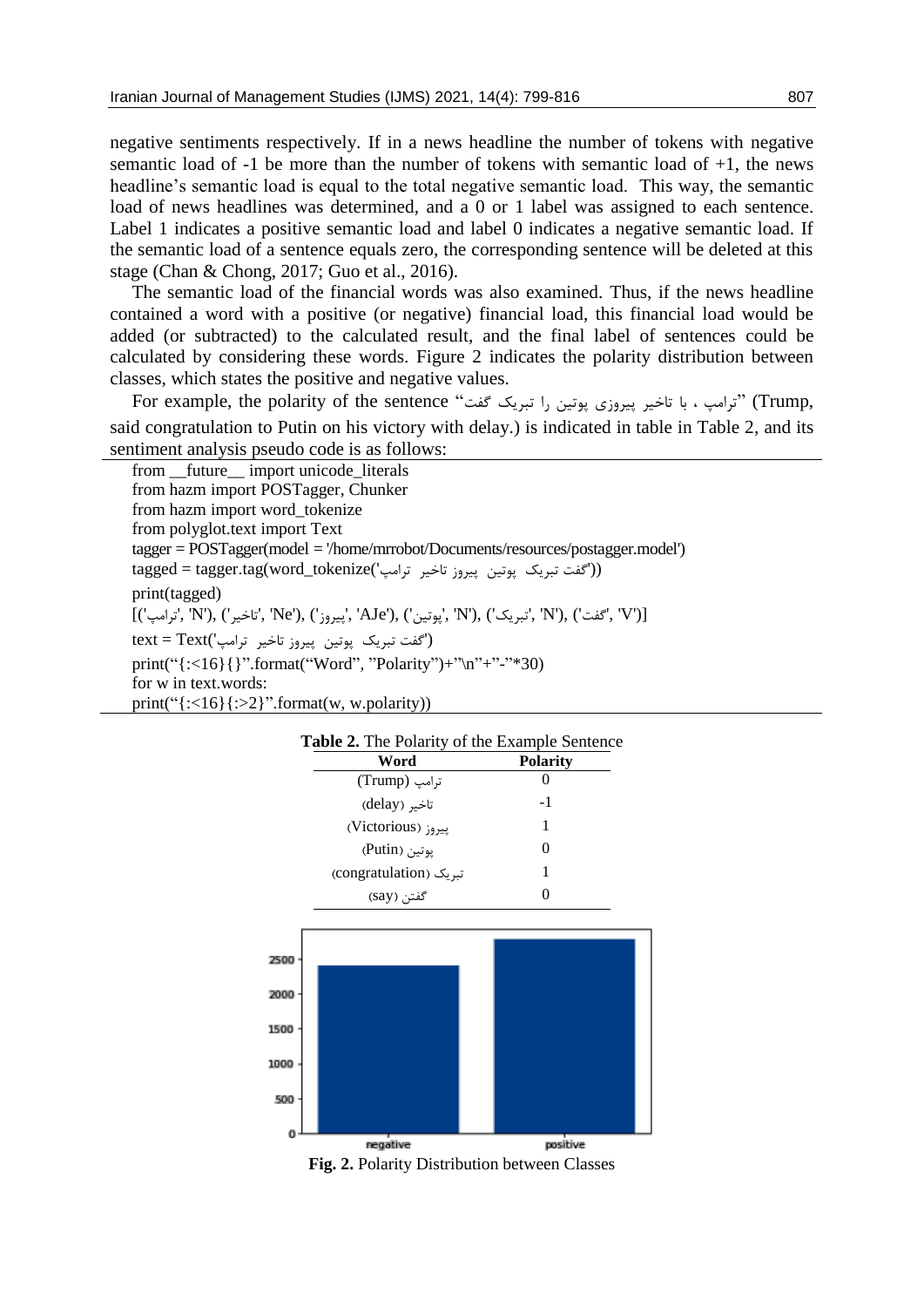negative sentiments respectively. If in a news headline the number of tokens with negative semantic load of -1 be more than the number of tokens with semantic load of +1, the news headline's semantic load is equal to the total negative semantic load. This way, the semantic load of news headlines was determined, and a 0 or 1 label was assigned to each sentence. Label 1 indicates a positive semantic load and label 0 indicates a negative semantic load. If the semantic load of a sentence equals zero, the corresponding sentence will be deleted at this stage (Chan & Chong, 2017; Guo et al., 2016).

The semantic load of the financial words was also examined. Thus, if the news headline contained a word with a positive (or negative) financial load, this financial load would be added (or subtracted) to the calculated result, and the final label of sentences could be calculated by considering these words. Figure 2 indicates the polarity distribution between classes, which states the positive and negative values.

For example, the polarity of the sentence "ترامپ ، با تاخیر پیروزی پوتین را تبریک گفت" (Trump, said congratulation to Putin on his victory with delay.) is indicated in table in Table 2, and its sentiment analysis pseudo code is as follows:

```
from __future__ import unicode_literals
from hazm import POSTagger, Chunker
from hazm import word_tokenize
from polyglot.text import Text
tagger = POSTagger(model = '/home/mrrobot/Documents/resources/postagger.model')
tagged = tagger.tag(word_tokenize('ترامپ تاخیر پیروز پوتین تبریک گفت'))
print(tagged)
[('ترامپ', 'N'), ('تاخیر', 'Ne'), ('پیروز', 'AJe'), ('پوتین', 'N'), ('تبریک', 'N'), ('گفت', 'V')]
text = Text('ترامپ تاخیر پیروز پوتین تبریک گفت')
print("{:<16}{}".format("Word", "Polarity")+"\n"+"-"*30)
for w in text.words:
print("{:<16}{:>2}".format(w, w.polarity))
```

**Table 2.** The Polarity of the Example Sentence

| Word | Polarity |
|---|---|
| ترامپ (Trump) | 0 |
| تاخیر (delay) | -1 |
| پیروز (Victorious) | 1 |
| پوتین (Putin) | 0 |
| تبریک (congratulation) | 1 |
| گفتن (say) | 0 |

**Fig. 2.** Polarity Distribution between Classes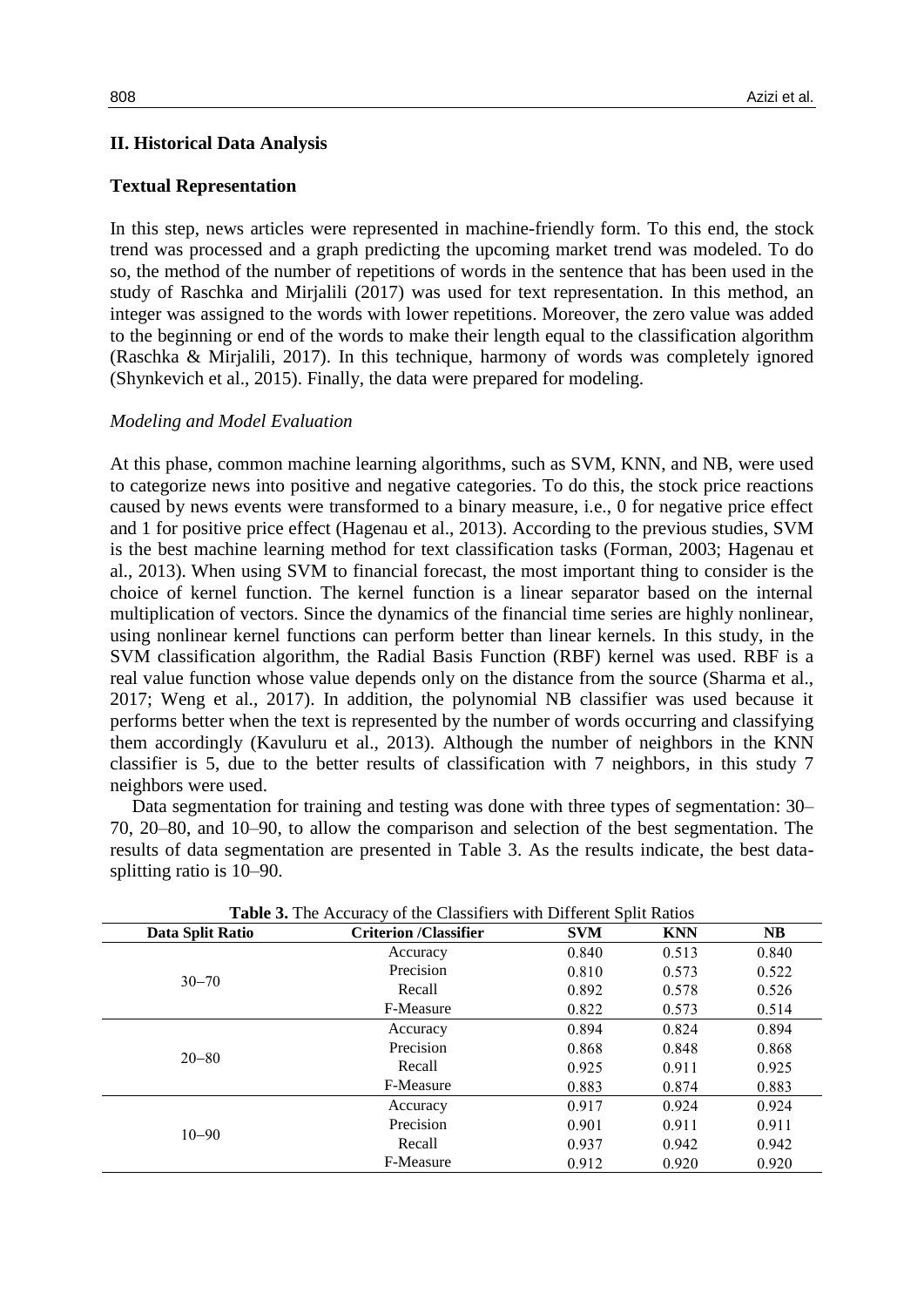## II. Historical Data Analysis

### Textual Representation

In this step, news articles were represented in machine-friendly form. To this end, the stock trend was processed and a graph predicting the upcoming market trend was modeled. To do so, the method of the number of repetitions of words in the sentence that has been used in the study of Raschka and Mirjalili (2017) was used for text representation. In this method, an integer was assigned to the words with lower repetitions. Moreover, the zero value was added to the beginning or end of the words to make their length equal to the classification algorithm (Raschka & Mirjalili, 2017). In this technique, harmony of words was completely ignored (Shynkevich et al., 2015). Finally, the data were prepared for modeling.

*Modeling and Model Evaluation*

At this phase, common machine learning algorithms, such as SVM, KNN, and NB, were used to categorize news into positive and negative categories. To do this, the stock price reactions caused by news events were transformed to a binary measure, i.e., 0 for negative price effect and 1 for positive price effect (Hagenau et al., 2013). According to the previous studies, SVM is the best machine learning method for text classification tasks (Forman, 2003; Hagenau et al., 2013). When using SVM to financial forecast, the most important thing to consider is the choice of kernel function. The kernel function is a linear separator based on the internal multiplication of vectors. Since the dynamics of the financial time series are highly nonlinear, using nonlinear kernel functions can perform better than linear kernels. In this study, in the SVM classification algorithm, the Radial Basis Function (RBF) kernel was used. RBF is a real value function whose value depends only on the distance from the source (Sharma et al., 2017; Weng et al., 2017). In addition, the polynomial NB classifier was used because it performs better when the text is represented by the number of words occurring and classifying them accordingly (Kavuluru et al., 2013). Although the number of neighbors in the KNN classifier is 5, due to the better results of classification with 7 neighbors, in this study 7 neighbors were used.

Data segmentation for training and testing was done with three types of segmentation: 30–70, 20–80, and 10–90, to allow the comparison and selection of the best segmentation. The results of data segmentation are presented in Table 3. As the results indicate, the best data-splitting ratio is 10–90.

**Table 3.** The Accuracy of the Classifiers with Different Split Ratios

| Data Split Ratio | Criterion /Classifier | SVM | KNN | NB |
|---|---|---|---|---|
| 30–70 | Accuracy | 0.840 | 0.513 | 0.840 |
| | Precision | 0.810 | 0.573 | 0.522 |
| | Recall | 0.892 | 0.578 | 0.526 |
| | F-Measure | 0.822 | 0.573 | 0.514 |
| 20–80 | Accuracy | 0.894 | 0.824 | 0.894 |
| | Precision | 0.868 | 0.848 | 0.868 |
| | Recall | 0.925 | 0.911 | 0.925 |
| | F-Measure | 0.883 | 0.874 | 0.883 |
| 10–90 | Accuracy | 0.917 | 0.924 | 0.924 |
| | Precision | 0.901 | 0.911 | 0.911 |
| | Recall | 0.937 | 0.942 | 0.942 |
| | F-Measure | 0.912 | 0.920 | 0.920 |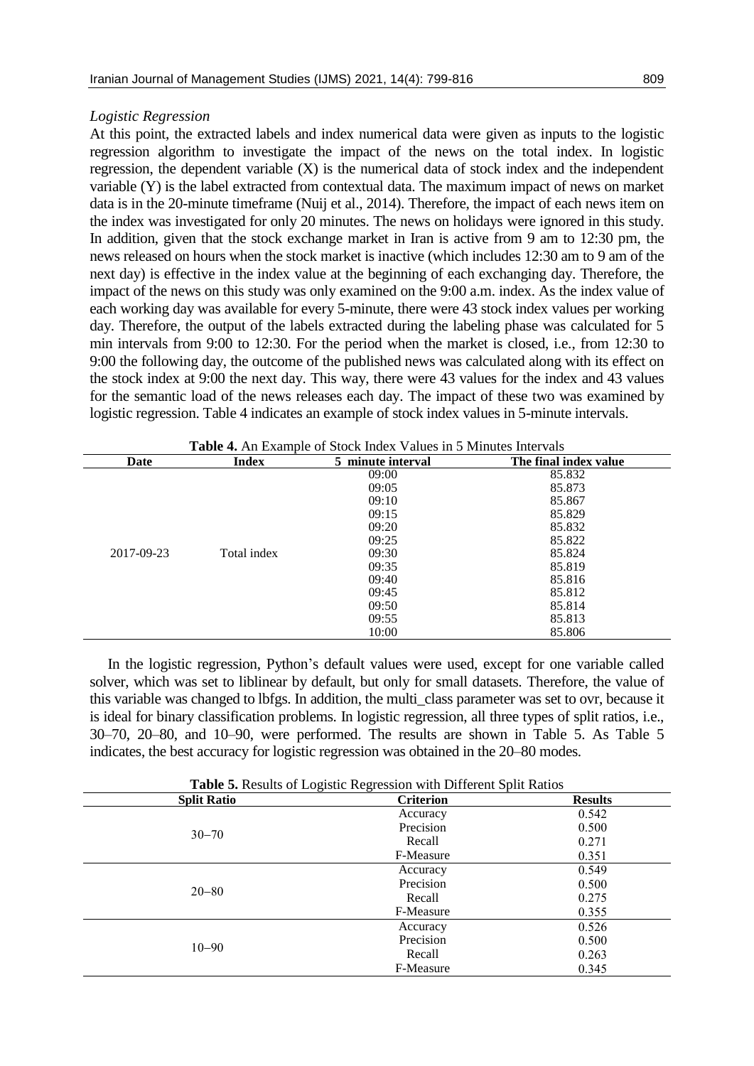*Logistic Regression*

At this point, the extracted labels and index numerical data were given as inputs to the logistic regression algorithm to investigate the impact of the news on the total index. In logistic regression, the dependent variable (X) is the numerical data of stock index and the independent variable (Y) is the label extracted from contextual data. The maximum impact of news on market data is in the 20-minute timeframe (Nuij et al., 2014). Therefore, the impact of each news item on the index was investigated for only 20 minutes. The news on holidays were ignored in this study. In addition, given that the stock exchange market in Iran is active from 9 am to 12:30 pm, the news released on hours when the stock market is inactive (which includes 12:30 am to 9 am of the next day) is effective in the index value at the beginning of each exchanging day. Therefore, the impact of the news on this study was only examined on the 9:00 a.m. index. As the index value of each working day was available for every 5-minute, there were 43 stock index values per working day. Therefore, the output of the labels extracted during the labeling phase was calculated for 5 min intervals from 9:00 to 12:30. For the period when the market is closed, i.e., from 12:30 to 9:00 the following day, the outcome of the published news was calculated along with its effect on the stock index at 9:00 the next day. This way, there were 43 values for the index and 43 values for the semantic load of the news releases each day. The impact of these two was examined by logistic regression. Table 4 indicates an example of stock index values in 5-minute intervals.

**Table 4.** An Example of Stock Index Values in 5 Minutes Intervals

| Date | Index | 5 minute interval | The final index value |
|---|---|---|---|
| 2017-09-23 | Total index | 09:00 | 85.832 |
| | | 09:05 | 85.873 |
| | | 09:10 | 85.867 |
| | | 09:15 | 85.829 |
| | | 09:20 | 85.832 |
| | | 09:25 | 85.822 |
| | | 09:30 | 85.824 |
| | | 09:35 | 85.819 |
| | | 09:40 | 85.816 |
| | | 09:45 | 85.812 |
| | | 09:50 | 85.814 |
| | | 09:55 | 85.813 |
| | | 10:00 | 85.806 |

In the logistic regression, Python's default values were used, except for one variable called solver, which was set to liblinear by default, but only for small datasets. Therefore, the value of this variable was changed to lbfgs. In addition, the multi_class parameter was set to ovr, because it is ideal for binary classification problems. In logistic regression, all three types of split ratios, i.e., 30–70, 20–80, and 10–90, were performed. The results are shown in Table 5. As Table 5 indicates, the best accuracy for logistic regression was obtained in the 20–80 modes.

**Table 5.** Results of Logistic Regression with Different Split Ratios

| Split Ratio | Criterion | Results |
|---|---|---|
| 30–70 | Accuracy | 0.542 |
| | Precision | 0.500 |
| | Recall | 0.271 |
| | F-Measure | 0.351 |
| 20–80 | Accuracy | 0.549 |
| | Precision | 0.500 |
| | Recall | 0.275 |
| | F-Measure | 0.355 |
| 10–90 | Accuracy | 0.526 |
| | Precision | 0.500 |
| | Recall | 0.263 |
| | F-Measure | 0.345 |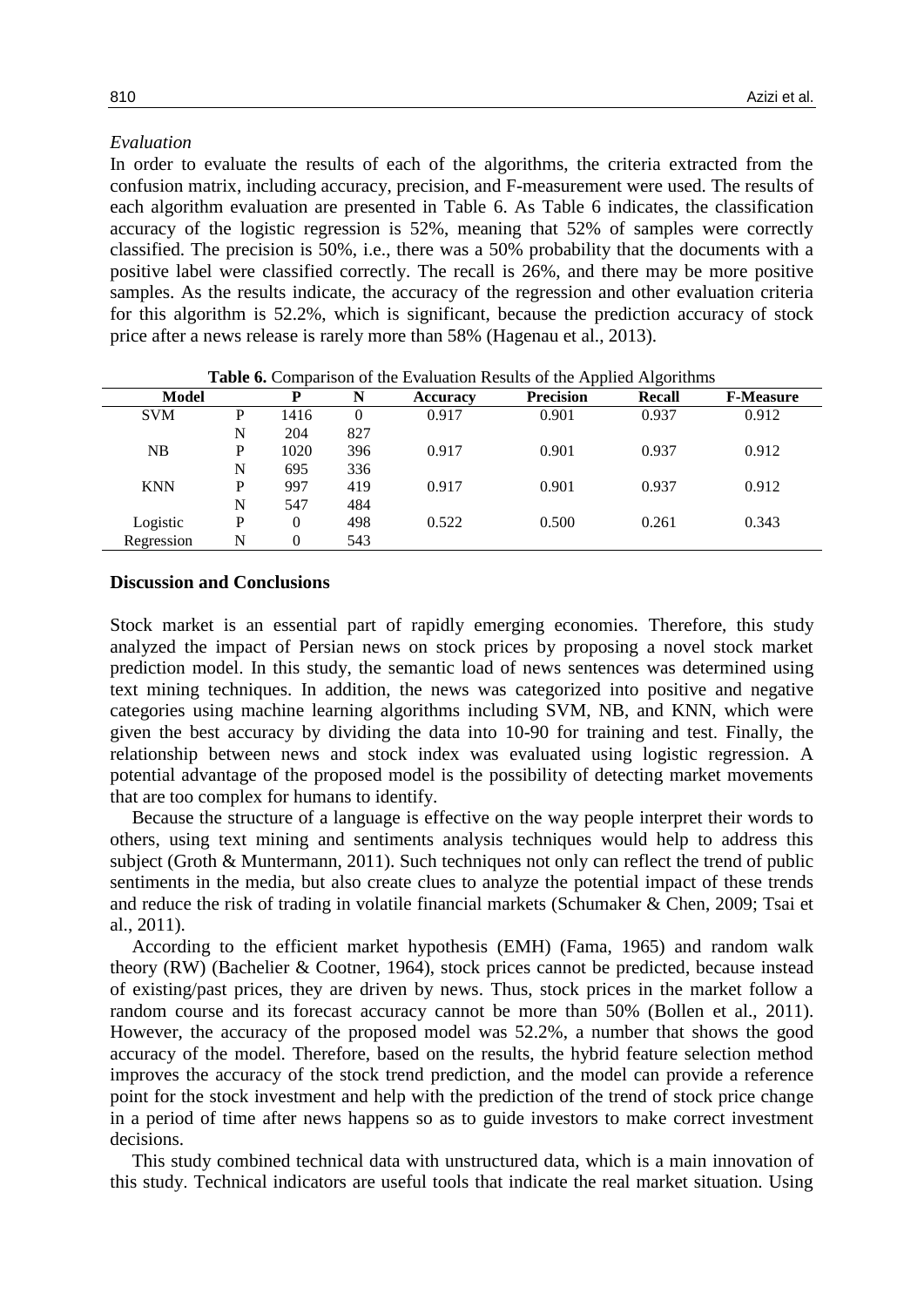*Evaluation*

In order to evaluate the results of each of the algorithms, the criteria extracted from the confusion matrix, including accuracy, precision, and F-measurement were used. The results of each algorithm evaluation are presented in Table 6. As Table 6 indicates, the classification accuracy of the logistic regression is 52%, meaning that 52% of samples were correctly classified. The precision is 50%, i.e., there was a 50% probability that the documents with a positive label were classified correctly. The recall is 26%, and there may be more positive samples. As the results indicate, the accuracy of the regression and other evaluation criteria for this algorithm is 52.2%, which is significant, because the prediction accuracy of stock price after a news release is rarely more than 58% (Hagenau et al., 2013).

**Table 6.** Comparison of the Evaluation Results of the Applied Algorithms

| Model | | P | N | Accuracy | Precision | Recall | F-Measure |
|---|---|---|---|---|---|---|---|
| SVM | P | 1416 | 0 | 0.917 | 0.901 | 0.937 | 0.912 |
| | N | 204 | 827 | | | | |
| NB | P | 1020 | 396 | 0.917 | 0.901 | 0.937 | 0.912 |
| | N | 695 | 336 | | | | |
| KNN | P | 997 | 419 | 0.917 | 0.901 | 0.937 | 0.912 |
| | N | 547 | 484 | | | | |
| Logistic | P | 0 | 498 | 0.522 | 0.500 | 0.261 | 0.343 |
| Regression | N | 0 | 543 | | | | |

## Discussion and Conclusions

Stock market is an essential part of rapidly emerging economies. Therefore, this study analyzed the impact of Persian news on stock prices by proposing a novel stock market prediction model. In this study, the semantic load of news sentences was determined using text mining techniques. In addition, the news was categorized into positive and negative categories using machine learning algorithms including SVM, NB, and KNN, which were given the best accuracy by dividing the data into 10-90 for training and test. Finally, the relationship between news and stock index was evaluated using logistic regression. A potential advantage of the proposed model is the possibility of detecting market movements that are too complex for humans to identify.

Because the structure of a language is effective on the way people interpret their words to others, using text mining and sentiments analysis techniques would help to address this subject (Groth & Muntermann, 2011). Such techniques not only can reflect the trend of public sentiments in the media, but also create clues to analyze the potential impact of these trends and reduce the risk of trading in volatile financial markets (Schumaker & Chen, 2009; Tsai et al., 2011).

According to the efficient market hypothesis (EMH) (Fama, 1965) and random walk theory (RW) (Bachelier & Cootner, 1964), stock prices cannot be predicted, because instead of existing/past prices, they are driven by news. Thus, stock prices in the market follow a random course and its forecast accuracy cannot be more than 50% (Bollen et al., 2011). However, the accuracy of the proposed model was 52.2%, a number that shows the good accuracy of the model. Therefore, based on the results, the hybrid feature selection method improves the accuracy of the stock trend prediction, and the model can provide a reference point for the stock investment and help with the prediction of the trend of stock price change in a period of time after news happens so as to guide investors to make correct investment decisions.

This study combined technical data with unstructured data, which is a main innovation of this study. Technical indicators are useful tools that indicate the real market situation. Using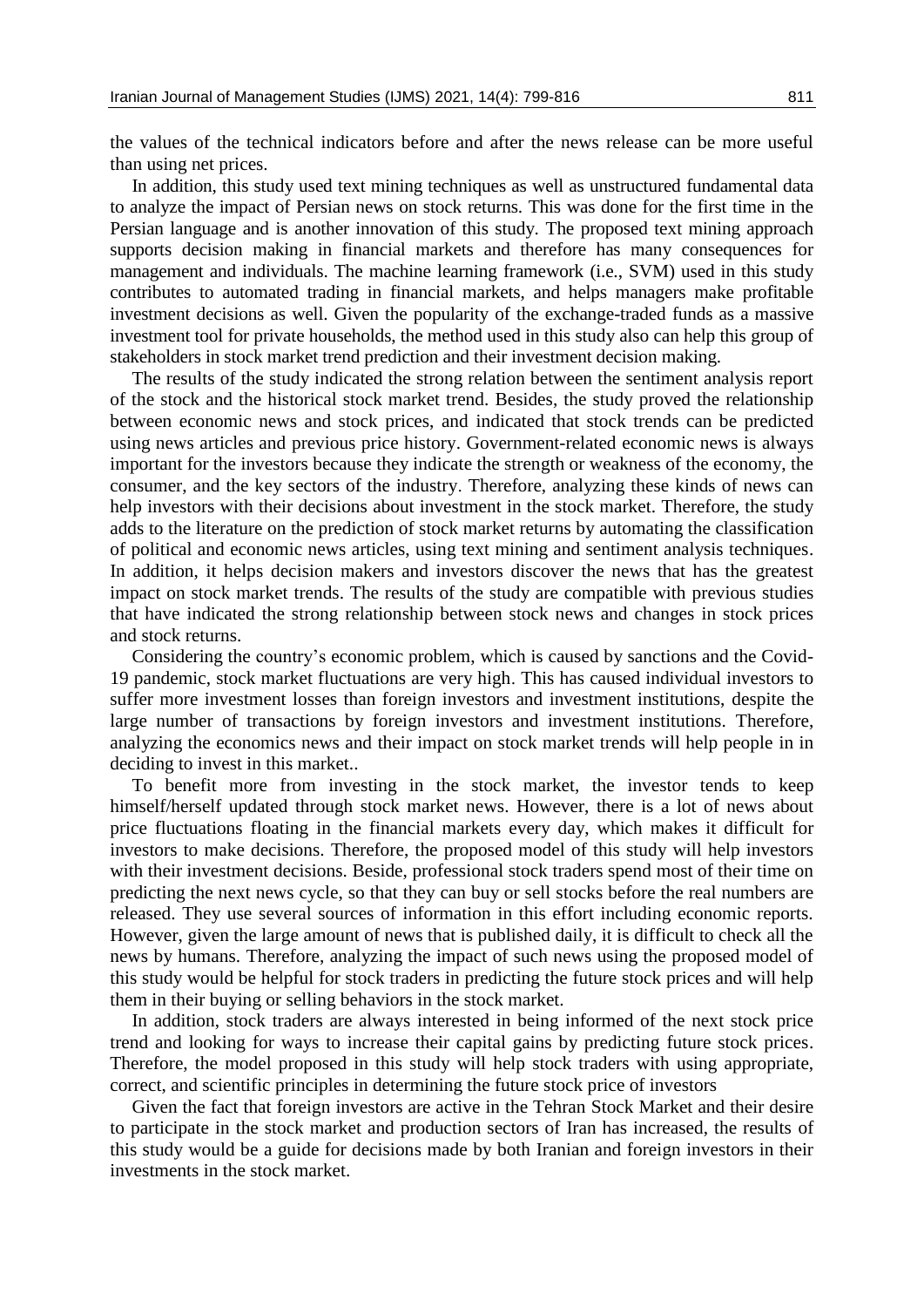the values of the technical indicators before and after the news release can be more useful than using net prices.

In addition, this study used text mining techniques as well as unstructured fundamental data to analyze the impact of Persian news on stock returns. This was done for the first time in the Persian language and is another innovation of this study. The proposed text mining approach supports decision making in financial markets and therefore has many consequences for management and individuals. The machine learning framework (i.e., SVM) used in this study contributes to automated trading in financial markets, and helps managers make profitable investment decisions as well. Given the popularity of the exchange-traded funds as a massive investment tool for private households, the method used in this study also can help this group of stakeholders in stock market trend prediction and their investment decision making.

The results of the study indicated the strong relation between the sentiment analysis report of the stock and the historical stock market trend. Besides, the study proved the relationship between economic news and stock prices, and indicated that stock trends can be predicted using news articles and previous price history. Government-related economic news is always important for the investors because they indicate the strength or weakness of the economy, the consumer, and the key sectors of the industry. Therefore, analyzing these kinds of news can help investors with their decisions about investment in the stock market. Therefore, the study adds to the literature on the prediction of stock market returns by automating the classification of political and economic news articles, using text mining and sentiment analysis techniques. In addition, it helps decision makers and investors discover the news that has the greatest impact on stock market trends. The results of the study are compatible with previous studies that have indicated the strong relationship between stock news and changes in stock prices and stock returns.

Considering the country's economic problem, which is caused by sanctions and the Covid-19 pandemic, stock market fluctuations are very high. This has caused individual investors to suffer more investment losses than foreign investors and investment institutions, despite the large number of transactions by foreign investors and investment institutions. Therefore, analyzing the economics news and their impact on stock market trends will help people in in deciding to invest in this market..

To benefit more from investing in the stock market, the investor tends to keep himself/herself updated through stock market news. However, there is a lot of news about price fluctuations floating in the financial markets every day, which makes it difficult for investors to make decisions. Therefore, the proposed model of this study will help investors with their investment decisions. Beside, professional stock traders spend most of their time on predicting the next news cycle, so that they can buy or sell stocks before the real numbers are released. They use several sources of information in this effort including economic reports. However, given the large amount of news that is published daily, it is difficult to check all the news by humans. Therefore, analyzing the impact of such news using the proposed model of this study would be helpful for stock traders in predicting the future stock prices and will help them in their buying or selling behaviors in the stock market.

In addition, stock traders are always interested in being informed of the next stock price trend and looking for ways to increase their capital gains by predicting future stock prices. Therefore, the model proposed in this study will help stock traders with using appropriate, correct, and scientific principles in determining the future stock price of investors

Given the fact that foreign investors are active in the Tehran Stock Market and their desire to participate in the stock market and production sectors of Iran has increased, the results of this study would be a guide for decisions made by both Iranian and foreign investors in their investments in the stock market.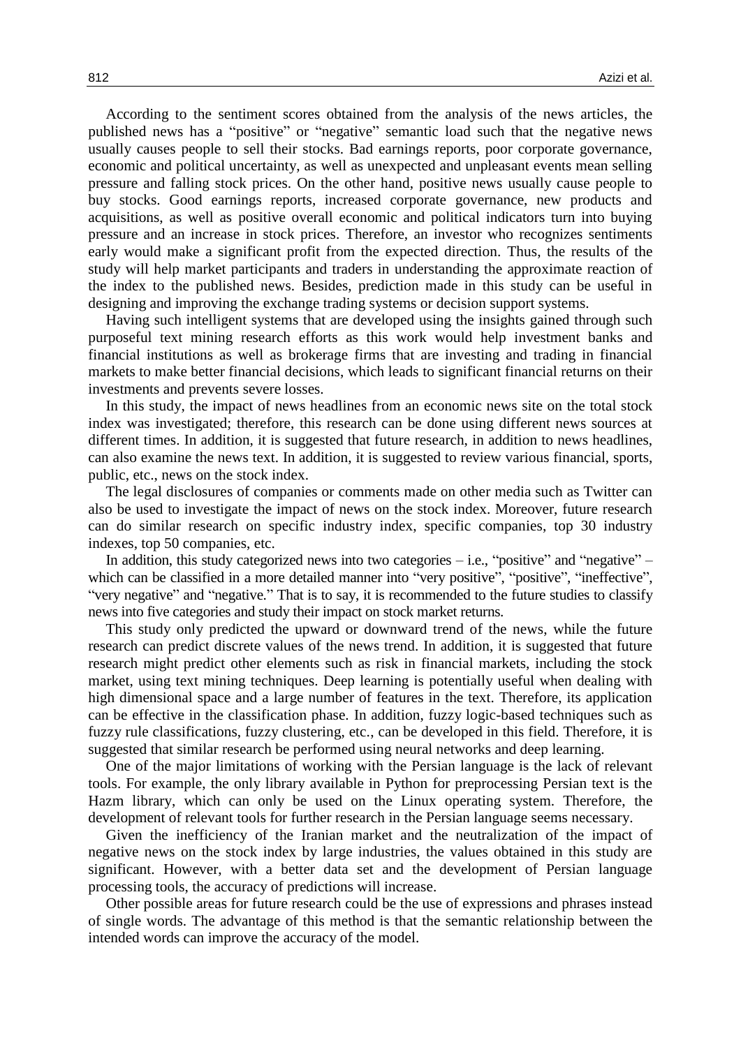According to the sentiment scores obtained from the analysis of the news articles, the published news has a "positive" or "negative" semantic load such that the negative news usually causes people to sell their stocks. Bad earnings reports, poor corporate governance, economic and political uncertainty, as well as unexpected and unpleasant events mean selling pressure and falling stock prices. On the other hand, positive news usually cause people to buy stocks. Good earnings reports, increased corporate governance, new products and acquisitions, as well as positive overall economic and political indicators turn into buying pressure and an increase in stock prices. Therefore, an investor who recognizes sentiments early would make a significant profit from the expected direction. Thus, the results of the study will help market participants and traders in understanding the approximate reaction of the index to the published news. Besides, prediction made in this study can be useful in designing and improving the exchange trading systems or decision support systems.

Having such intelligent systems that are developed using the insights gained through such purposeful text mining research efforts as this work would help investment banks and financial institutions as well as brokerage firms that are investing and trading in financial markets to make better financial decisions, which leads to significant financial returns on their investments and prevents severe losses.

In this study, the impact of news headlines from an economic news site on the total stock index was investigated; therefore, this research can be done using different news sources at different times. In addition, it is suggested that future research, in addition to news headlines, can also examine the news text. In addition, it is suggested to review various financial, sports, public, etc., news on the stock index.

The legal disclosures of companies or comments made on other media such as Twitter can also be used to investigate the impact of news on the stock index. Moreover, future research can do similar research on specific industry index, specific companies, top 30 industry indexes, top 50 companies, etc.

In addition, this study categorized news into two categories – i.e., "positive" and "negative" – which can be classified in a more detailed manner into "very positive", "positive", "ineffective", "very negative" and "negative." That is to say, it is recommended to the future studies to classify news into five categories and study their impact on stock market returns.

This study only predicted the upward or downward trend of the news, while the future research can predict discrete values of the news trend. In addition, it is suggested that future research might predict other elements such as risk in financial markets, including the stock market, using text mining techniques. Deep learning is potentially useful when dealing with high dimensional space and a large number of features in the text. Therefore, its application can be effective in the classification phase. In addition, fuzzy logic-based techniques such as fuzzy rule classifications, fuzzy clustering, etc., can be developed in this field. Therefore, it is suggested that similar research be performed using neural networks and deep learning.

One of the major limitations of working with the Persian language is the lack of relevant tools. For example, the only library available in Python for preprocessing Persian text is the Hazm library, which can only be used on the Linux operating system. Therefore, the development of relevant tools for further research in the Persian language seems necessary.

Given the inefficiency of the Iranian market and the neutralization of the impact of negative news on the stock index by large industries, the values obtained in this study are significant. However, with a better data set and the development of Persian language processing tools, the accuracy of predictions will increase.

Other possible areas for future research could be the use of expressions and phrases instead of single words. The advantage of this method is that the semantic relationship between the intended words can improve the accuracy of the model.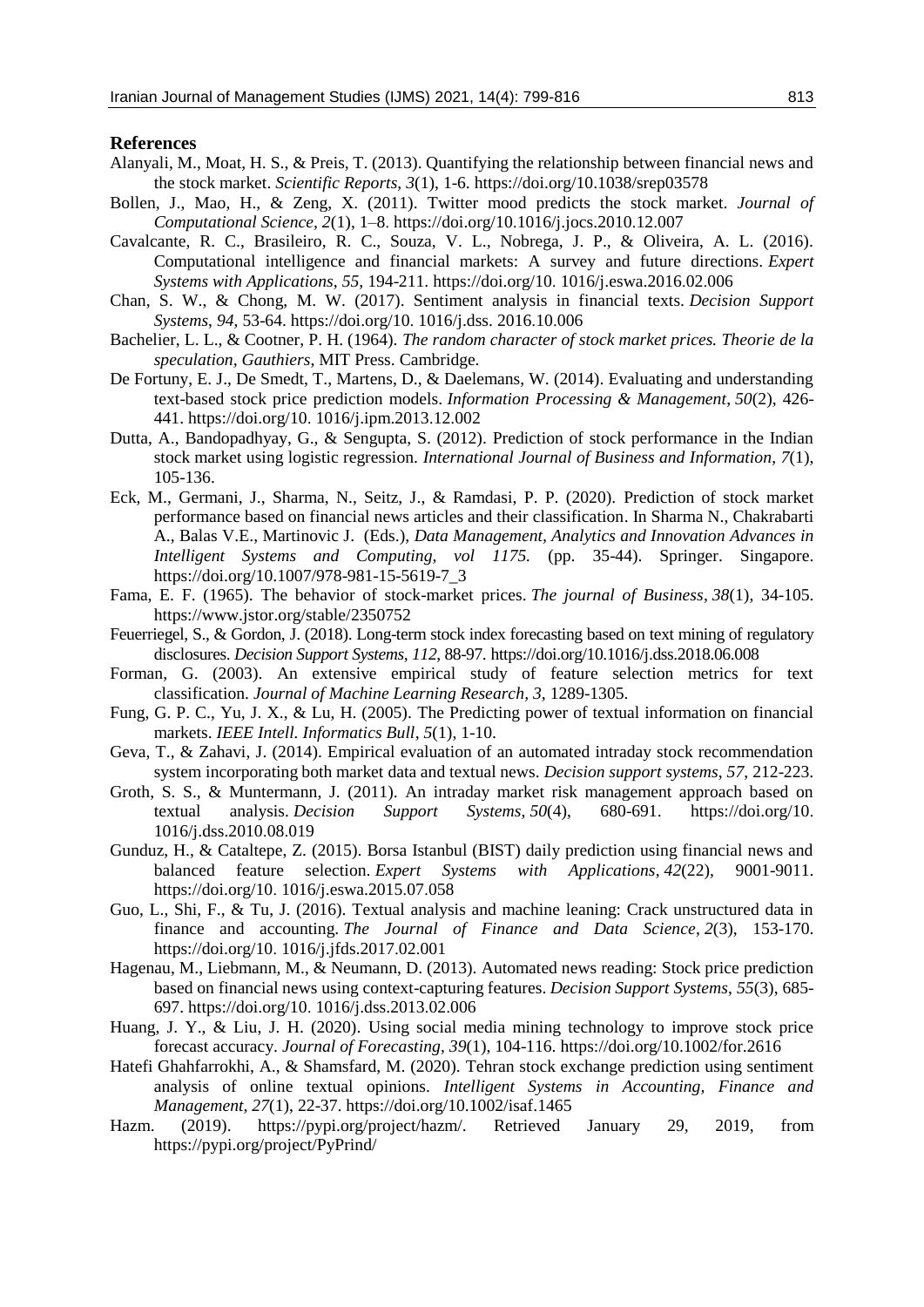## References

Alanyali, M., Moat, H. S., & Preis, T. (2013). Quantifying the relationship between financial news and the stock market. *Scientific Reports*, *3*(1), 1-6. https://doi.org/10.1038/srep03578

Bollen, J., Mao, H., & Zeng, X. (2011). Twitter mood predicts the stock market. *Journal of Computational Science*, *2*(1), 1–8. https://doi.org/10.1016/j.jocs.2010.12.007

Cavalcante, R. C., Brasileiro, R. C., Souza, V. L., Nobrega, J. P., & Oliveira, A. L. (2016). Computational intelligence and financial markets: A survey and future directions. *Expert Systems with Applications*, *55*, 194-211. https://doi.org/10. 1016/j.eswa.2016.02.006

Chan, S. W., & Chong, M. W. (2017). Sentiment analysis in financial texts. *Decision Support Systems*, *94*, 53-64. https://doi.org/10. 1016/j.dss. 2016.10.006

Bachelier, L. L., & Cootner, P. H. (1964). *The random character of stock market prices. Theorie de la speculation*, *Gauthiers*, MIT Press. Cambridge.

De Fortuny, E. J., De Smedt, T., Martens, D., & Daelemans, W. (2014). Evaluating and understanding text-based stock price prediction models. *Information Processing & Management*, *50*(2), 426-441. https://doi.org/10. 1016/j.ipm.2013.12.002

Dutta, A., Bandopadhyay, G., & Sengupta, S. (2012). Prediction of stock performance in the Indian stock market using logistic regression. *International Journal of Business and Information*, *7*(1), 105-136.

Eck, M., Germani, J., Sharma, N., Seitz, J., & Ramdasi, P. P. (2020). Prediction of stock market performance based on financial news articles and their classification. In Sharma N., Chakrabarti A., Balas V.E., Martinovic J. (Eds.), *Data Management, Analytics and Innovation Advances in Intelligent Systems and Computing, vol 1175.* (pp. 35-44). Springer. Singapore. https://doi.org/10.1007/978-981-15-5619-7_3

Fama, E. F. (1965). The behavior of stock-market prices. *The journal of Business*, *38*(1), 34-105. https://www.jstor.org/stable/2350752

Feuerriegel, S., & Gordon, J. (2018). Long-term stock index forecasting based on text mining of regulatory disclosures. *Decision Support Systems*, *112*, 88-97. https://doi.org/10.1016/j.dss.2018.06.008

Forman, G. (2003). An extensive empirical study of feature selection metrics for text classification. *Journal of Machine Learning Research, 3*, 1289-1305.

Fung, G. P. C., Yu, J. X., & Lu, H. (2005). The Predicting power of textual information on financial markets. *IEEE Intell. Informatics Bull*, *5*(1), 1-10.

Geva, T., & Zahavi, J. (2014). Empirical evaluation of an automated intraday stock recommendation system incorporating both market data and textual news. *Decision support systems*, *57*, 212-223.

Groth, S. S., & Muntermann, J. (2011). An intraday market risk management approach based on textual analysis. *Decision Support Systems*, *50*(4), 680-691. https://doi.org/10. 1016/j.dss.2010.08.019

Gunduz, H., & Cataltepe, Z. (2015). Borsa Istanbul (BIST) daily prediction using financial news and balanced feature selection. *Expert Systems with Applications*, *42*(22), 9001-9011. https://doi.org/10. 1016/j.eswa.2015.07.058

Guo, L., Shi, F., & Tu, J. (2016). Textual analysis and machine leaning: Crack unstructured data in finance and accounting. *The Journal of Finance and Data Science*, *2*(3), 153-170. https://doi.org/10. 1016/j.jfds.2017.02.001

Hagenau, M., Liebmann, M., & Neumann, D. (2013). Automated news reading: Stock price prediction based on financial news using context-capturing features. *Decision Support Systems*, *55*(3), 685-697. https://doi.org/10. 1016/j.dss.2013.02.006

Huang, J. Y., & Liu, J. H. (2020). Using social media mining technology to improve stock price forecast accuracy. *Journal of Forecasting*, *39*(1), 104-116. https://doi.org/10.1002/for.2616

Hatefi Ghahfarrokhi, A., & Shamsfard, M. (2020). Tehran stock exchange prediction using sentiment analysis of online textual opinions. *Intelligent Systems in Accounting, Finance and Management*, *27*(1), 22-37. https://doi.org/10.1002/isaf.1465

Hazm. (2019). https://pypi.org/project/hazm/. Retrieved January 29, 2019, from https://pypi.org/project/PyPrind/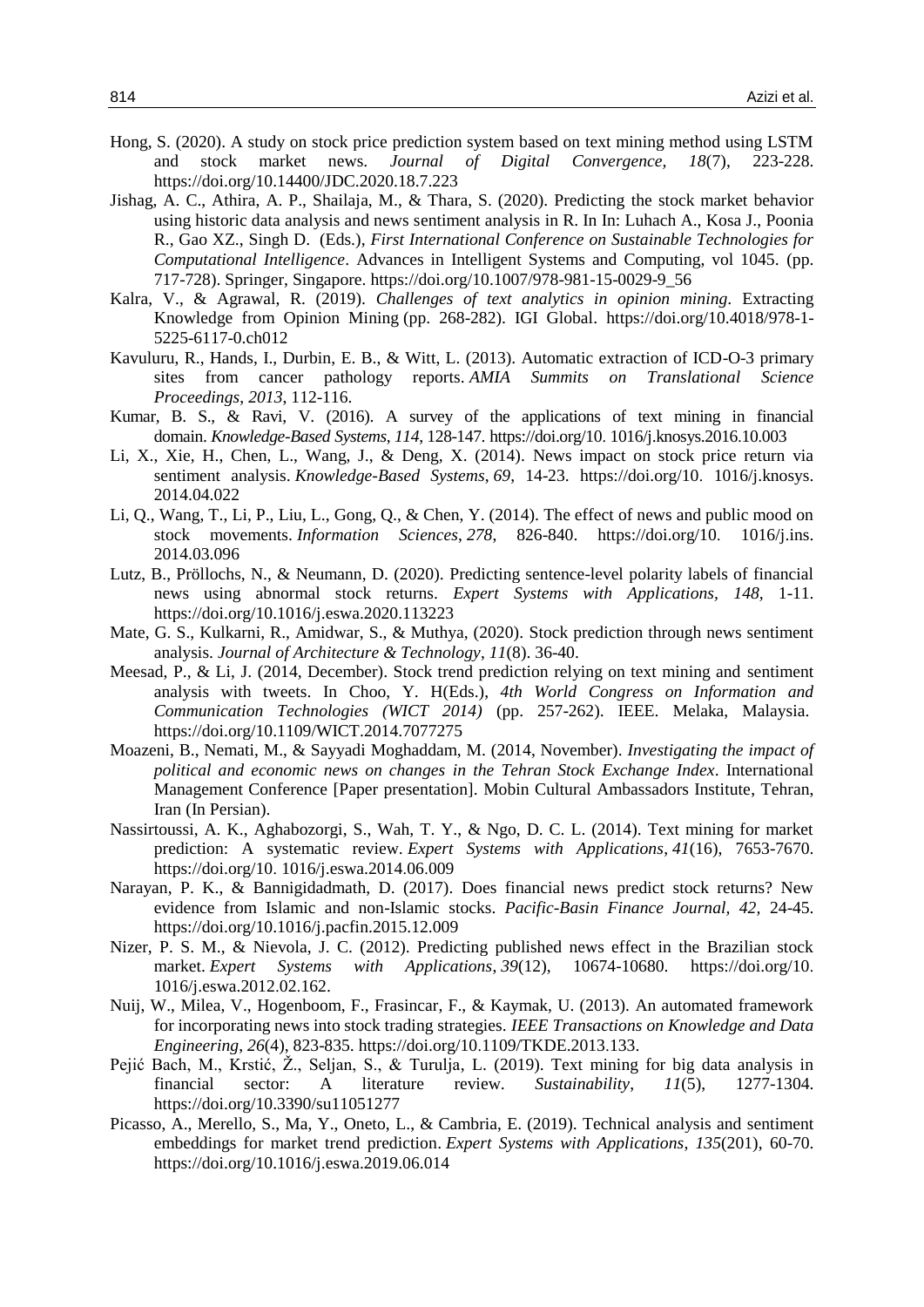Hong, S. (2020). A study on stock price prediction system based on text mining method using LSTM and stock market news. *Journal of Digital Convergence, 18*(7), 223-228. https://doi.org/10.14400/JDC.2020.18.7.223

Jishag, A. C., Athira, A. P., Shailaja, M., & Thara, S. (2020). Predicting the stock market behavior using historic data analysis and news sentiment analysis in R. In In: Luhach A., Kosa J., Poonia R., Gao XZ., Singh D. (Eds.), *First International Conference on Sustainable Technologies for Computational Intelligence*. Advances in Intelligent Systems and Computing, vol 1045. (pp. 717-728). Springer, Singapore. https://doi.org/10.1007/978-981-15-0029-9_56

Kalra, V., & Agrawal, R. (2019). *Challenges of text analytics in opinion mining*. Extracting Knowledge from Opinion Mining (pp. 268-282). IGI Global. https://doi.org/10.4018/978-1-5225-6117-0.ch012

Kavuluru, R., Hands, I., Durbin, E. B., & Witt, L. (2013). Automatic extraction of ICD-O-3 primary sites from cancer pathology reports. *AMIA Summits on Translational Science Proceedings*, *2013*, 112-116.

Kumar, B. S., & Ravi, V. (2016). A survey of the applications of text mining in financial domain. *Knowledge-Based Systems*, *114*, 128-147. https://doi.org/10. 1016/j.knosys.2016.10.003

Li, X., Xie, H., Chen, L., Wang, J., & Deng, X. (2014). News impact on stock price return via sentiment analysis. *Knowledge-Based Systems*, *69*, 14-23. https://doi.org/10. 1016/j.knosys. 2014.04.022

Li, Q., Wang, T., Li, P., Liu, L., Gong, Q., & Chen, Y. (2014). The effect of news and public mood on stock movements. *Information Sciences*, *278*, 826-840. https://doi.org/10. 1016/j.ins. 2014.03.096

Lutz, B., Pröllochs, N., & Neumann, D. (2020). Predicting sentence-level polarity labels of financial news using abnormal stock returns. *Expert Systems with Applications*, *148*, 1-11. https://doi.org/10.1016/j.eswa.2020.113223

Mate, G. S., Kulkarni, R., Amidwar, S., & Muthya, (2020). Stock prediction through news sentiment analysis. *Journal of Architecture & Technology*, *11*(8). 36-40.

Meesad, P., & Li, J. (2014, December). Stock trend prediction relying on text mining and sentiment analysis with tweets. In Choo, Y. H(Eds.), *4th World Congress on Information and Communication Technologies (WICT 2014)* (pp. 257-262). IEEE. Melaka, Malaysia. https://doi.org/10.1109/WICT.2014.7077275

Moazeni, B., Nemati, M., & Sayyadi Moghaddam, M. (2014, November). *Investigating the impact of political and economic news on changes in the Tehran Stock Exchange Index*. International Management Conference [Paper presentation]. Mobin Cultural Ambassadors Institute, Tehran, Iran (In Persian).

Nassirtoussi, A. K., Aghabozorgi, S., Wah, T. Y., & Ngo, D. C. L. (2014). Text mining for market prediction: A systematic review. *Expert Systems with Applications*, *41*(16), 7653-7670. https://doi.org/10. 1016/j.eswa.2014.06.009

Narayan, P. K., & Bannigidadmath, D. (2017). Does financial news predict stock returns? New evidence from Islamic and non-Islamic stocks. *Pacific-Basin Finance Journal, 42,* 24-45. https://doi.org/10.1016/j.pacfin.2015.12.009

Nizer, P. S. M., & Nievola, J. C. (2012). Predicting published news effect in the Brazilian stock market. *Expert Systems with Applications*, *39*(12), 10674-10680. https://doi.org/10. 1016/j.eswa.2012.02.162.

Nuij, W., Milea, V., Hogenboom, F., Frasincar, F., & Kaymak, U. (2013). An automated framework for incorporating news into stock trading strategies. *IEEE Transactions on Knowledge and Data Engineering*, *26*(4), 823-835. https://doi.org/10.1109/TKDE.2013.133.

Pejić Bach, M., Krstić, Ž., Seljan, S., & Turulja, L. (2019). Text mining for big data analysis in financial sector: A literature review. *Sustainability*, *11*(5), 1277-1304. https://doi.org/10.3390/su11051277

Picasso, A., Merello, S., Ma, Y., Oneto, L., & Cambria, E. (2019). Technical analysis and sentiment embeddings for market trend prediction. *Expert Systems with Applications*, *135*(201), 60-70. https://doi.org/10.1016/j.eswa.2019.06.014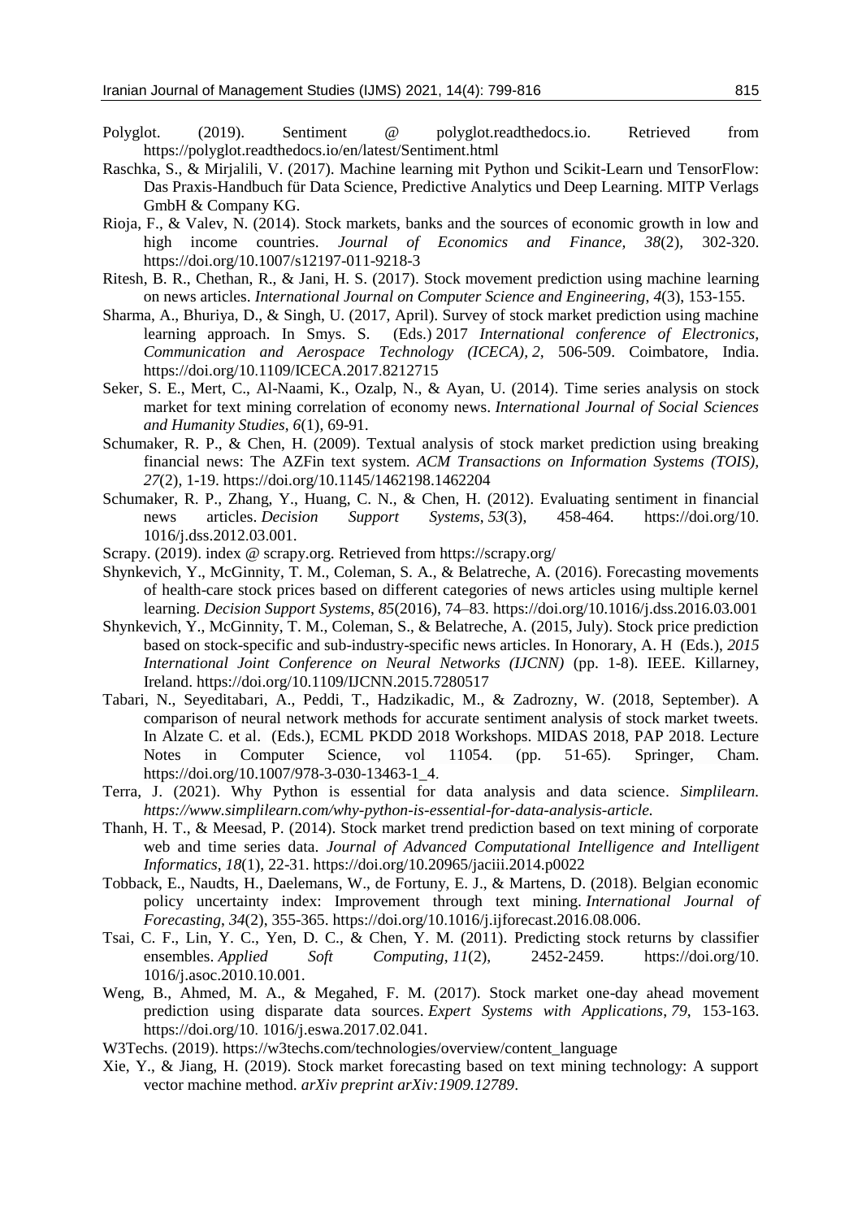Polyglot. (2019). Sentiment @ polyglot.readthedocs.io. Retrieved from https://polyglot.readthedocs.io/en/latest/Sentiment.html

Raschka, S., & Mirjalili, V. (2017). Machine learning mit Python und Scikit-Learn und TensorFlow: Das Praxis-Handbuch für Data Science, Predictive Analytics und Deep Learning. MITP Verlags GmbH & Company KG.

Rioja, F., & Valev, N. (2014). Stock markets, banks and the sources of economic growth in low and high income countries. *Journal of Economics and Finance, 38*(2), 302-320. https://doi.org/10.1007/s12197-011-9218-3

Ritesh, B. R., Chethan, R., & Jani, H. S. (2017). Stock movement prediction using machine learning on news articles. *International Journal on Computer Science and Engineering*, *4*(3), 153-155.

Sharma, A., Bhuriya, D., & Singh, U. (2017, April). Survey of stock market prediction using machine learning approach. In Smys. S. (Eds.) 2017 *International conference of Electronics, Communication and Aerospace Technology (ICECA)*, *2*, 506-509. Coimbatore, India. https://doi.org/10.1109/ICECA.2017.8212715

Seker, S. E., Mert, C., Al-Naami, K., Ozalp, N., & Ayan, U. (2014). Time series analysis on stock market for text mining correlation of economy news. *International Journal of Social Sciences and Humanity Studies*, *6*(1), 69-91.

Schumaker, R. P., & Chen, H. (2009). Textual analysis of stock market prediction using breaking financial news: The AZFin text system. *ACM Transactions on Information Systems (TOIS)*, *27*(2), 1-19. https://doi.org/10.1145/1462198.1462204

Schumaker, R. P., Zhang, Y., Huang, C. N., & Chen, H. (2012). Evaluating sentiment in financial news articles. *Decision Support Systems*, *53*(3), 458-464. https://doi.org/10. 1016/j.dss.2012.03.001.

Scrapy. (2019). index @ scrapy.org. Retrieved from https://scrapy.org/

Shynkevich, Y., McGinnity, T. M., Coleman, S. A., & Belatreche, A. (2016). Forecasting movements of health-care stock prices based on different categories of news articles using multiple kernel learning. *Decision Support Systems*, *85*(2016), 74–83. https://doi.org/10.1016/j.dss.2016.03.001

Shynkevich, Y., McGinnity, T. M., Coleman, S., & Belatreche, A. (2015, July). Stock price prediction based on stock-specific and sub-industry-specific news articles. In Honorary, A. H (Eds.), *2015 International Joint Conference on Neural Networks (IJCNN)* (pp. 1-8). IEEE. Killarney, Ireland. https://doi.org/10.1109/IJCNN.2015.7280517

Tabari, N., Seyeditabari, A., Peddi, T., Hadzikadic, M., & Zadrozny, W. (2018, September). A comparison of neural network methods for accurate sentiment analysis of stock market tweets. In Alzate C. et al. (Eds.), ECML PKDD 2018 Workshops. MIDAS 2018, PAP 2018. Lecture Notes in Computer Science, vol 11054. (pp. 51-65). Springer, Cham. https://doi.org/10.1007/978-3-030-13463-1_4.

Terra, J. (2021). Why Python is essential for data analysis and data science. *Simplilearn. https://www.simplilearn.com/why-python-is-essential-for-data-analysis-article.*

Thanh, H. T., & Meesad, P. (2014). Stock market trend prediction based on text mining of corporate web and time series data. *Journal of Advanced Computational Intelligence and Intelligent Informatics*, *18*(1), 22-31. https://doi.org/10.20965/jaciii.2014.p0022

Tobback, E., Naudts, H., Daelemans, W., de Fortuny, E. J., & Martens, D. (2018). Belgian economic policy uncertainty index: Improvement through text mining. *International Journal of Forecasting*, *34*(2), 355-365. https://doi.org/10.1016/j.ijforecast.2016.08.006.

Tsai, C. F., Lin, Y. C., Yen, D. C., & Chen, Y. M. (2011). Predicting stock returns by classifier ensembles. *Applied Soft Computing*, *11*(2), 2452-2459. https://doi.org/10. 1016/j.asoc.2010.10.001.

Weng, B., Ahmed, M. A., & Megahed, F. M. (2017). Stock market one-day ahead movement prediction using disparate data sources. *Expert Systems with Applications*, *79*, 153-163. https://doi.org/10. 1016/j.eswa.2017.02.041.

W3Techs. (2019). https://w3techs.com/technologies/overview/content_language

Xie, Y., & Jiang, H. (2019). Stock market forecasting based on text mining technology: A support vector machine method. *arXiv preprint arXiv:1909.12789*.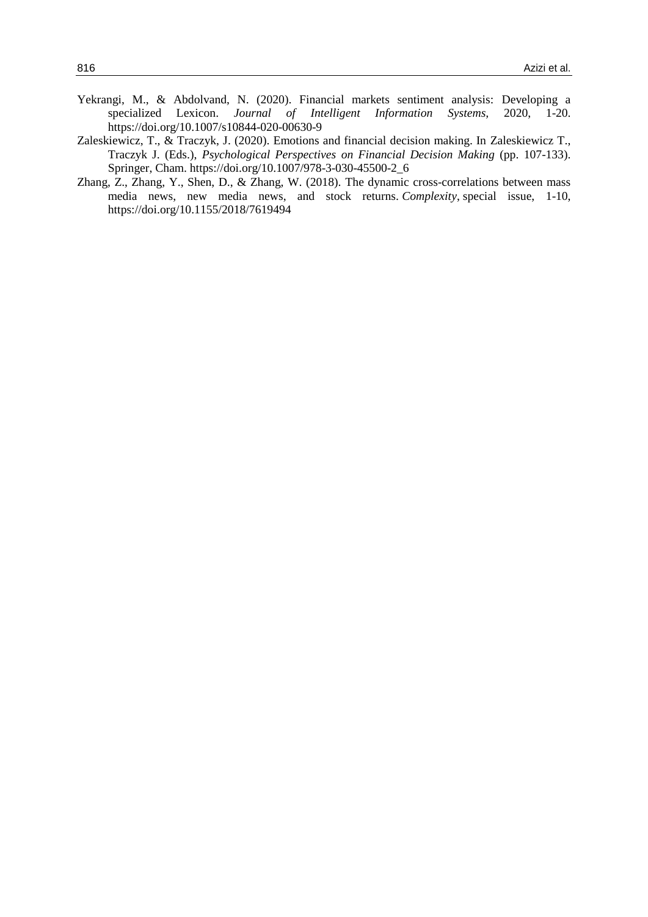Yekrangi, M., & Abdolvand, N. (2020). Financial markets sentiment analysis: Developing a specialized Lexicon. *Journal of Intelligent Information Systems*, 2020, 1-20. https://doi.org/10.1007/s10844-020-00630-9

Zaleskiewicz, T., & Traczyk, J. (2020). Emotions and financial decision making. In Zaleskiewicz T., Traczyk J. (Eds.), *Psychological Perspectives on Financial Decision Making* (pp. 107-133). Springer, Cham. https://doi.org/10.1007/978-3-030-45500-2_6

Zhang, Z., Zhang, Y., Shen, D., & Zhang, W. (2018). The dynamic cross-correlations between mass media news, new media news, and stock returns. *Complexity*, special issue, 1-10, https://doi.org/10.1155/2018/7619494